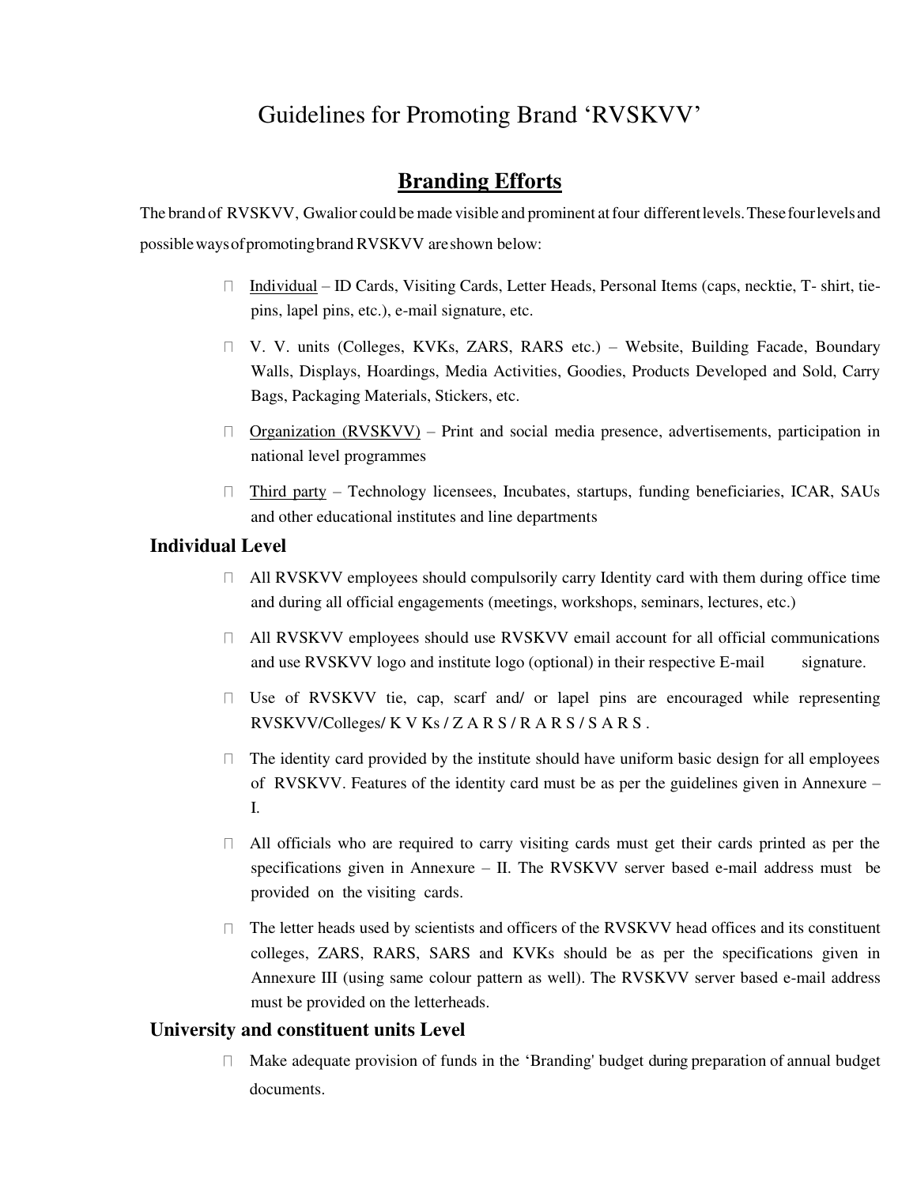# Guidelines for Promoting Brand 'RVSKVV'

## Branding Efforts

The brand of RVSKVV, Gwalior could be made visible and prominent at four different levels. These four levels and possible ways of promoting brand RVSKVV are shown below:

- Individual – ID Cards, Visiting Cards, Letter Heads, Personal Items (caps, necktie, T- shirt, tie-pins, lapel pins, etc.), e-mail signature, etc.
- V. V. units (Colleges, KVKs, ZARS, RARS etc.) – Website, Building Facade, Boundary Walls, Displays, Hoardings, Media Activities, Goodies, Products Developed and Sold, Carry Bags, Packaging Materials, Stickers, etc.
- Organization (RVSKVV) – Print and social media presence, advertisements, participation in national level programmes
- Third party – Technology licensees, Incubates, startups, funding beneficiaries, ICAR, SAUs and other educational institutes and line departments

### Individual Level

- All RVSKVV employees should compulsorily carry Identity card with them during office time and during all official engagements (meetings, workshops, seminars, lectures, etc.)
- All RVSKVV employees should use RVSKVV email account for all official communications and use RVSKVV logo and institute logo (optional) in their respective E-mail signature.
- Use of RVSKVV tie, cap, scarf and/ or lapel pins are encouraged while representing RVSKVV/Colleges/ K V Ks / Z A R S / R A R S / S A R S .
- The identity card provided by the institute should have uniform basic design for all employees of RVSKVV. Features of the identity card must be as per the guidelines given in Annexure – I.
- All officials who are required to carry visiting cards must get their cards printed as per the specifications given in Annexure – II. The RVSKVV server based e-mail address must be provided on the visiting cards.
- The letter heads used by scientists and officers of the RVSKVV head offices and its constituent colleges, ZARS, RARS, SARS and KVKs should be as per the specifications given in Annexure III (using same colour pattern as well). The RVSKVV server based e-mail address must be provided on the letterheads.

### University and constituent units Level

- Make adequate provision of funds in the 'Branding' budget during preparation of annual budget documents.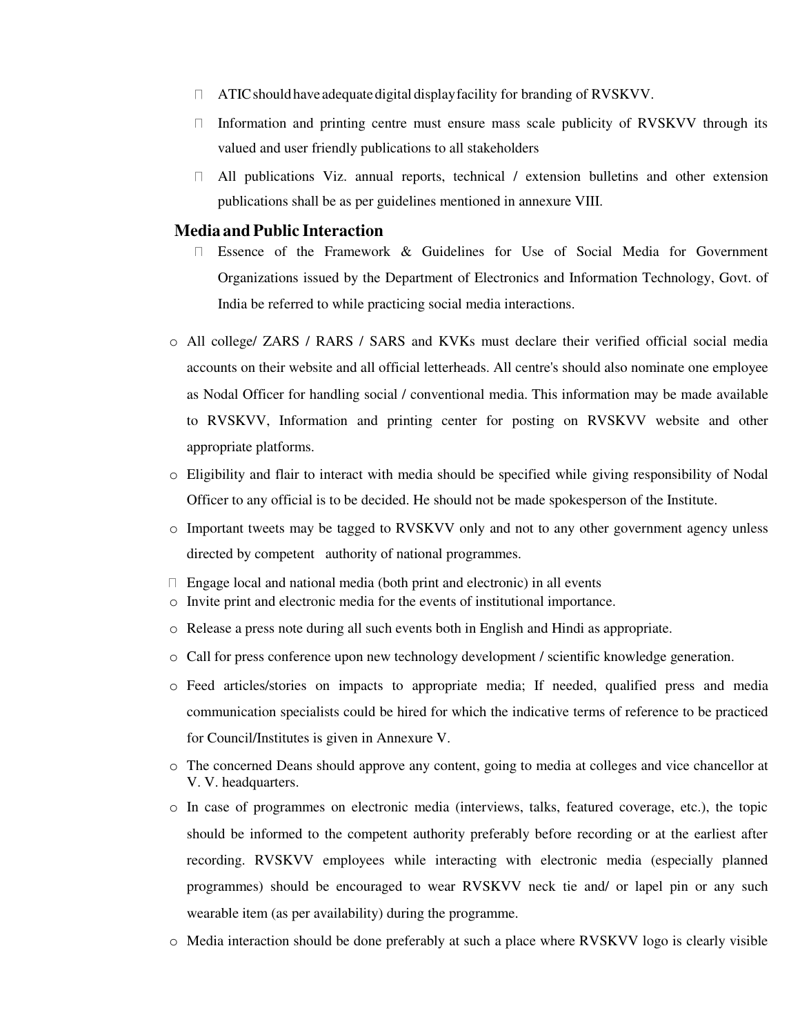- ATIC should have adequate digital display facility for branding of RVSKVV.
- Information and printing centre must ensure mass scale publicity of RVSKVV through its valued and user friendly publications to all stakeholders
- All publications Viz. annual reports, technical / extension bulletins and other extension publications shall be as per guidelines mentioned in annexure VIII.

## Media and Public Interaction

- Essence of the Framework & Guidelines for Use of Social Media for Government Organizations issued by the Department of Electronics and Information Technology, Govt. of India be referred to while practicing social media interactions.
  - All college/ ZARS / RARS / SARS and KVKs must declare their verified official social media accounts on their website and all official letterheads. All centre's should also nominate one employee as Nodal Officer for handling social / conventional media. This information may be made available to RVSKVV, Information and printing center for posting on RVSKVV website and other appropriate platforms.
  - Eligibility and flair to interact with media should be specified while giving responsibility of Nodal Officer to any official is to be decided. He should not be made spokesperson of the Institute.
  - Important tweets may be tagged to RVSKVV only and not to any other government agency unless directed by competent authority of national programmes.
- Engage local and national media (both print and electronic) in all events
  - Invite print and electronic media for the events of institutional importance.
  - Release a press note during all such events both in English and Hindi as appropriate.
  - Call for press conference upon new technology development / scientific knowledge generation.
  - Feed articles/stories on impacts to appropriate media; If needed, qualified press and media communication specialists could be hired for which the indicative terms of reference to be practiced for Council/Institutes is given in Annexure V.
  - The concerned Deans should approve any content, going to media at colleges and vice chancellor at V. V. headquarters.
  - In case of programmes on electronic media (interviews, talks, featured coverage, etc.), the topic should be informed to the competent authority preferably before recording or at the earliest after recording. RVSKVV employees while interacting with electronic media (especially planned programmes) should be encouraged to wear RVSKVV neck tie and/ or lapel pin or any such wearable item (as per availability) during the programme.
  - Media interaction should be done preferably at such a place where RVSKVV logo is clearly visible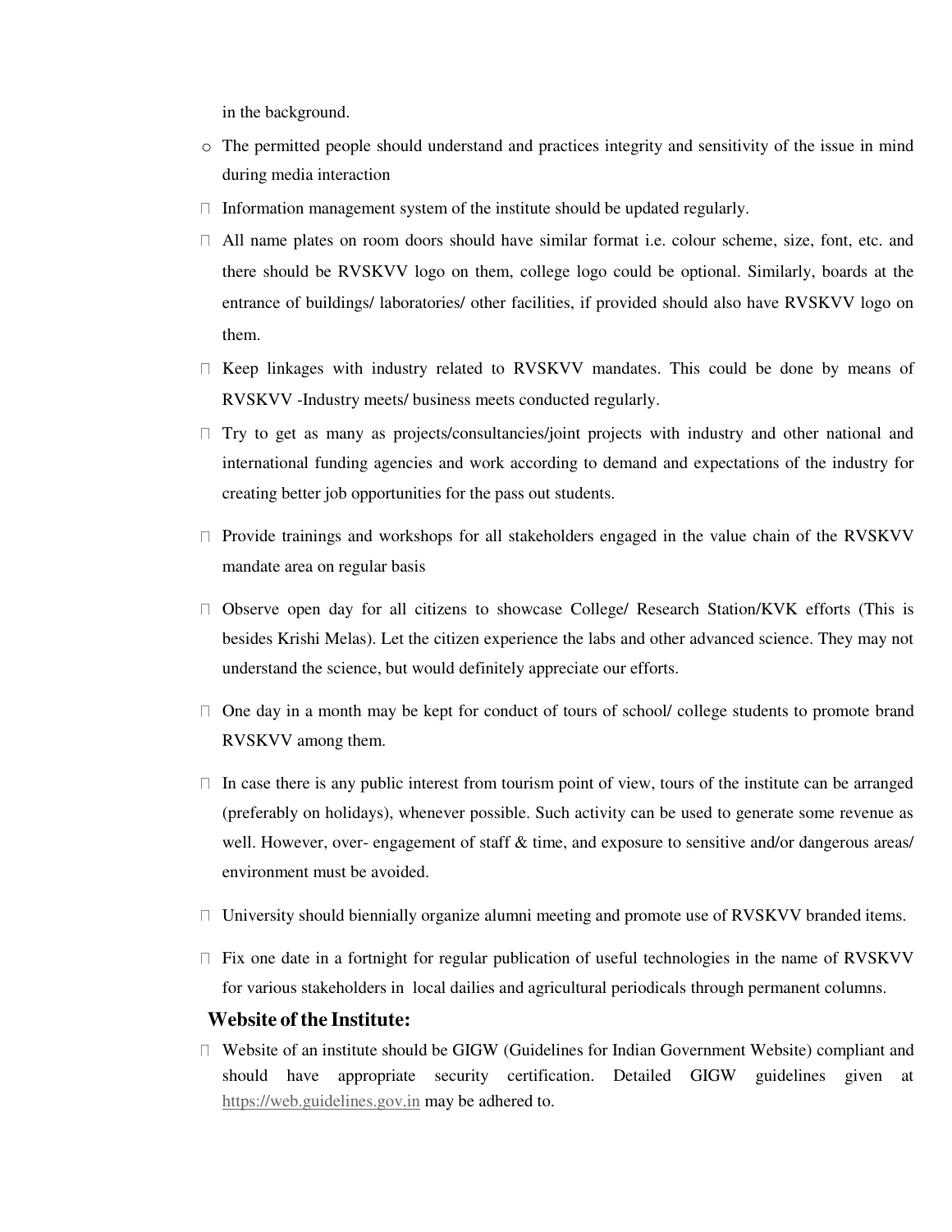in the background.

- The permitted people should understand and practices integrity and sensitivity of the issue in mind during media interaction

- Information management system of the institute should be updated regularly.
- All name plates on room doors should have similar format i.e. colour scheme, size, font, etc. and there should be RVSKVV logo on them, college logo could be optional. Similarly, boards at the entrance of buildings/ laboratories/ other facilities, if provided should also have RVSKVV logo on them.
- Keep linkages with industry related to RVSKVV mandates. This could be done by means of RVSKVV -Industry meets/ business meets conducted regularly.
- Try to get as many as projects/consultancies/joint projects with industry and other national and international funding agencies and work according to demand and expectations of the industry for creating better job opportunities for the pass out students.
- Provide trainings and workshops for all stakeholders engaged in the value chain of the RVSKVV mandate area on regular basis
- Observe open day for all citizens to showcase College/ Research Station/KVK efforts (This is besides Krishi Melas). Let the citizen experience the labs and other advanced science. They may not understand the science, but would definitely appreciate our efforts.
- One day in a month may be kept for conduct of tours of school/ college students to promote brand RVSKVV among them.
- In case there is any public interest from tourism point of view, tours of the institute can be arranged (preferably on holidays), whenever possible. Such activity can be used to generate some revenue as well. However, over- engagement of staff & time, and exposure to sensitive and/or dangerous areas/ environment must be avoided.
- University should biennially organize alumni meeting and promote use of RVSKVV branded items.
- Fix one date in a fortnight for regular publication of useful technologies in the name of RVSKVV for various stakeholders in local dailies and agricultural periodicals through permanent columns.

**Website of the Institute:**

- Website of an institute should be GIGW (Guidelines for Indian Government Website) compliant and should have appropriate security certification. Detailed GIGW guidelines given at https://web.guidelines.gov.in may be adhered to.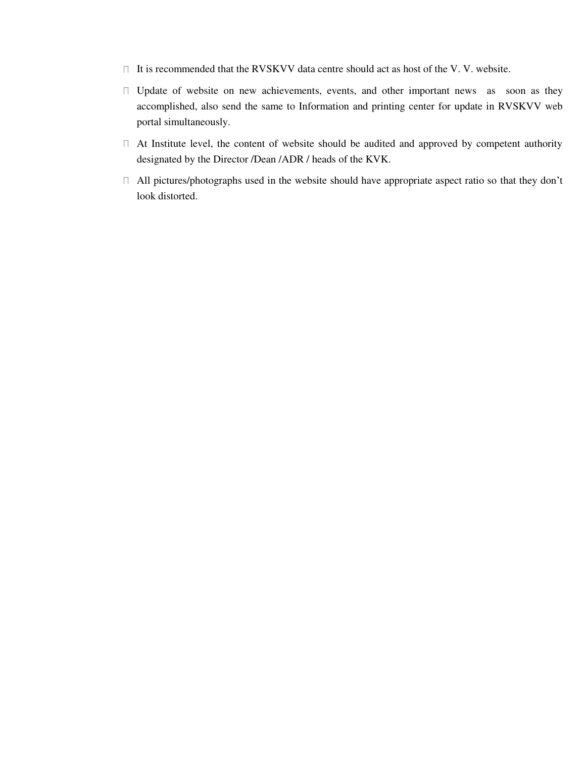- It is recommended that the RVSKVV data centre should act as host of the V. V. website.
- Update of website on new achievements, events, and other important news as soon as they accomplished, also send the same to Information and printing center for update in RVSKVV web portal simultaneously.
- At Institute level, the content of website should be audited and approved by competent authority designated by the Director /Dean /ADR / heads of the KVK.
- All pictures/photographs used in the website should have appropriate aspect ratio so that they don't look distorted.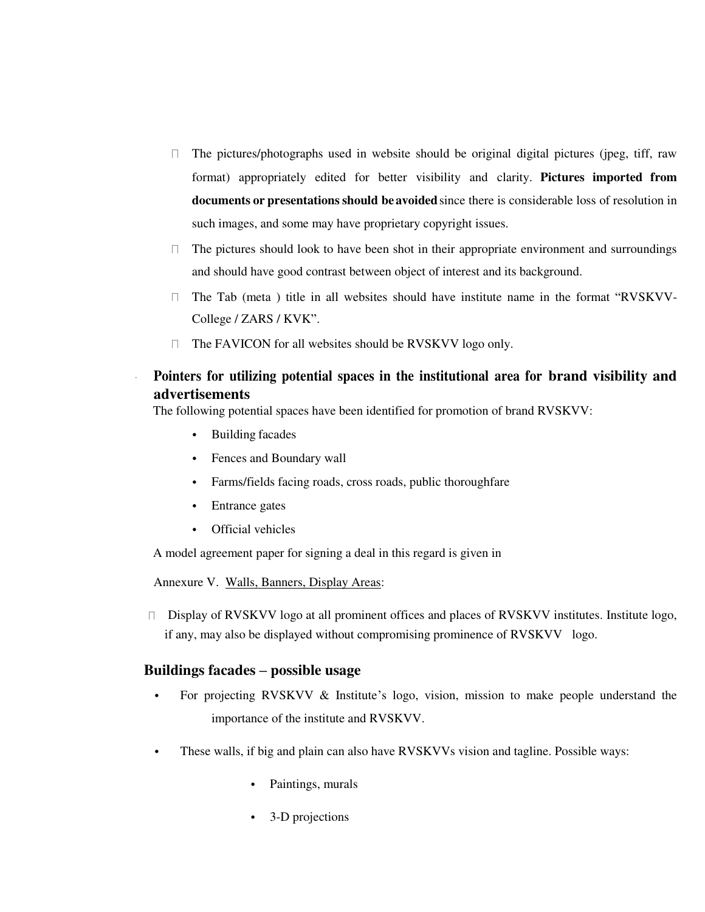- The pictures/photographs used in website should be original digital pictures (jpeg, tiff, raw format) appropriately edited for better visibility and clarity. **Pictures imported from documents or presentations should be avoided** since there is considerable loss of resolution in such images, and some may have proprietary copyright issues.
- The pictures should look to have been shot in their appropriate environment and surroundings and should have good contrast between object of interest and its background.
- The Tab (meta ) title in all websites should have institute name in the format "RVSKVV-College / ZARS / KVK".
- The FAVICON for all websites should be RVSKVV logo only.

**Pointers for utilizing potential spaces in the institutional area for brand visibility and advertisements**

The following potential spaces have been identified for promotion of brand RVSKVV:

- Building facades
- Fences and Boundary wall
- Farms/fields facing roads, cross roads, public thoroughfare
- Entrance gates
- Official vehicles

A model agreement paper for signing a deal in this regard is given in

Annexure V. Walls, Banners, Display Areas:

- Display of RVSKVV logo at all prominent offices and places of RVSKVV institutes. Institute logo, if any, may also be displayed without compromising prominence of RVSKVV logo.

### Buildings facades – possible usage

- For projecting RVSKVV & Institute's logo, vision, mission to make people understand the importance of the institute and RVSKVV.
- These walls, if big and plain can also have RVSKVVs vision and tagline. Possible ways:
  - Paintings, murals
  - 3-D projections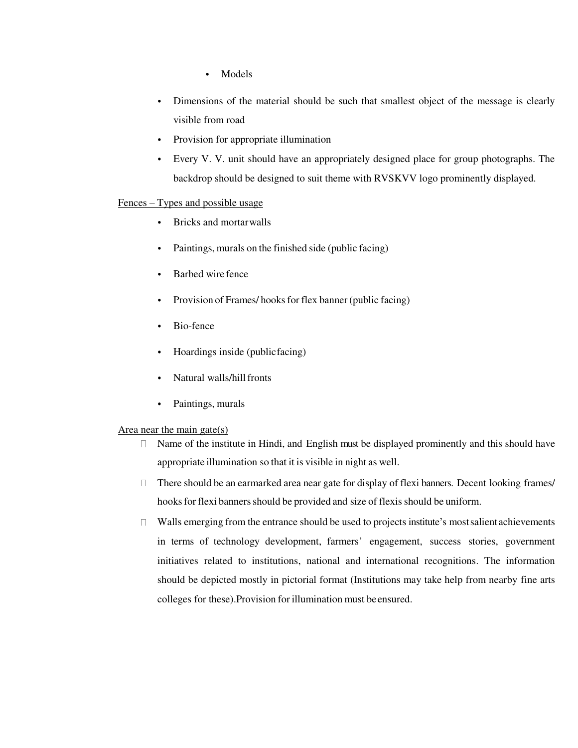- Models

- Dimensions of the material should be such that smallest object of the message is clearly visible from road
- Provision for appropriate illumination
- Every V. V. unit should have an appropriately designed place for group photographs. The backdrop should be designed to suit theme with RVSKVV logo prominently displayed.

<u>Fences – Types and possible usage</u>

- Bricks and mortar walls
- Paintings, murals on the finished side (public facing)
- Barbed wire fence
- Provision of Frames/ hooks for flex banner (public facing)
- Bio-fence
- Hoardings inside (public facing)
- Natural walls/hill fronts
- Paintings, murals

<u>Area near the main gate(s)</u>

- Name of the institute in Hindi, and English must be displayed prominently and this should have appropriate illumination so that it is visible in night as well.
- There should be an earmarked area near gate for display of flexi banners. Decent looking frames/ hooks for flexi banners should be provided and size of flexis should be uniform.
- Walls emerging from the entrance should be used to projects institute's most salient achievements in terms of technology development, farmers' engagement, success stories, government initiatives related to institutions, national and international recognitions. The information should be depicted mostly in pictorial format (Institutions may take help from nearby fine arts colleges for these).Provision for illumination must be ensured.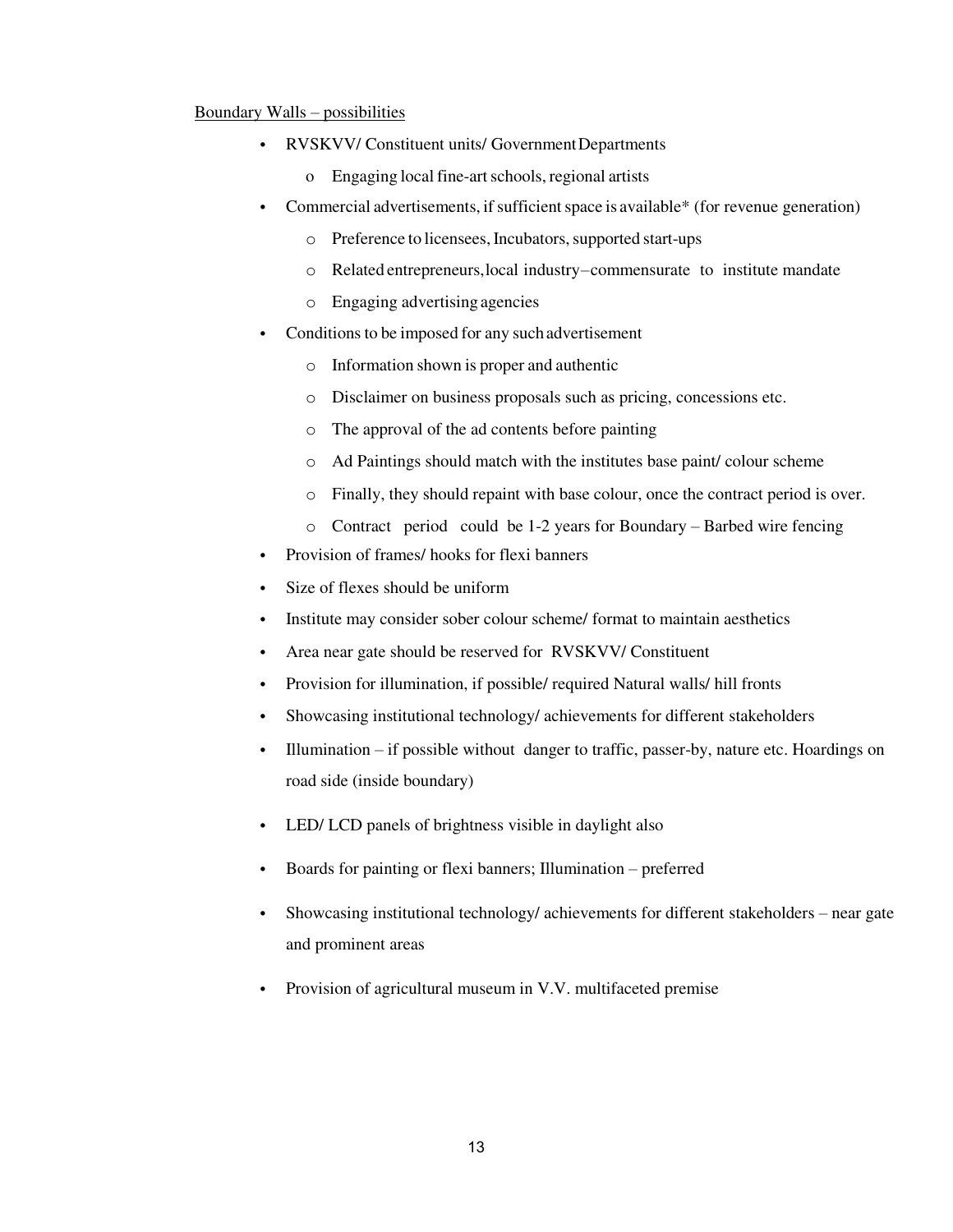Boundary Walls – possibilities

- RVSKVV/ Constituent units/ Government Departments
  - Engaging local fine-art schools, regional artists
- Commercial advertisements, if sufficient space is available* (for revenue generation)
  - Preference to licensees, Incubators, supported start-ups
  - Related entrepreneurs, local industry–commensurate to institute mandate
  - Engaging advertising agencies
- Conditions to be imposed for any such advertisement
  - Information shown is proper and authentic
  - Disclaimer on business proposals such as pricing, concessions etc.
  - The approval of the ad contents before painting
  - Ad Paintings should match with the institutes base paint/ colour scheme
  - Finally, they should repaint with base colour, once the contract period is over.
  - Contract period could be 1-2 years for Boundary – Barbed wire fencing
- Provision of frames/ hooks for flexi banners
- Size of flexes should be uniform
- Institute may consider sober colour scheme/ format to maintain aesthetics
- Area near gate should be reserved for RVSKVV/ Constituent
- Provision for illumination, if possible/ required Natural walls/ hill fronts
- Showcasing institutional technology/ achievements for different stakeholders
- Illumination – if possible without danger to traffic, passer-by, nature etc. Hoardings on road side (inside boundary)
- LED/ LCD panels of brightness visible in daylight also
- Boards for painting or flexi banners; Illumination – preferred
- Showcasing institutional technology/ achievements for different stakeholders – near gate and prominent areas
- Provision of agricultural museum in V.V. multifaceted premise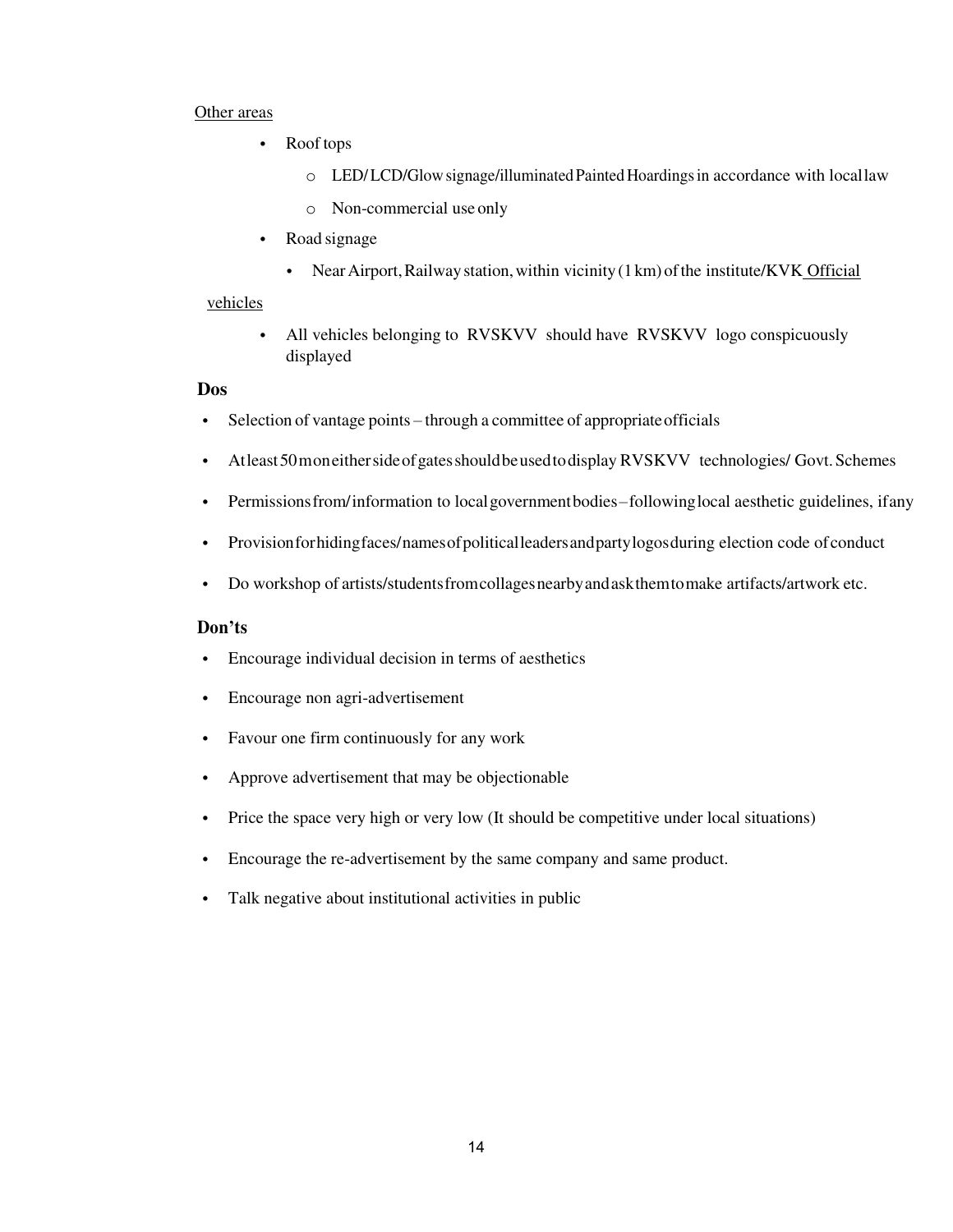Other areas

- Roof tops
  - LED/ LCD/Glow signage/illuminated Painted Hoardings in accordance with local law
  - Non-commercial use only
- Road signage
  - Near Airport, Railway station, within vicinity (1 km) of the institute/KVK

Official vehicles

- All vehicles belonging to RVSKVV should have RVSKVV logo conspicuously displayed

**Dos**

- Selection of vantage points – through a committee of appropriate officials
- Atleast 50 m on either side of gates should be used to display RVSKVV technologies/ Govt. Schemes
- Permissions from/ information to local government bodies – following local aesthetic guidelines, if any
- Provision for hiding faces/names of political leaders and party logos during election code of conduct
- Do workshop of artists/students from collages nearby and ask them to make artifacts/artwork etc.

**Don'ts**

- Encourage individual decision in terms of aesthetics
- Encourage non agri-advertisement
- Favour one firm continuously for any work
- Approve advertisement that may be objectionable
- Price the space very high or very low (It should be competitive under local situations)
- Encourage the re-advertisement by the same company and same product.
- Talk negative about institutional activities in public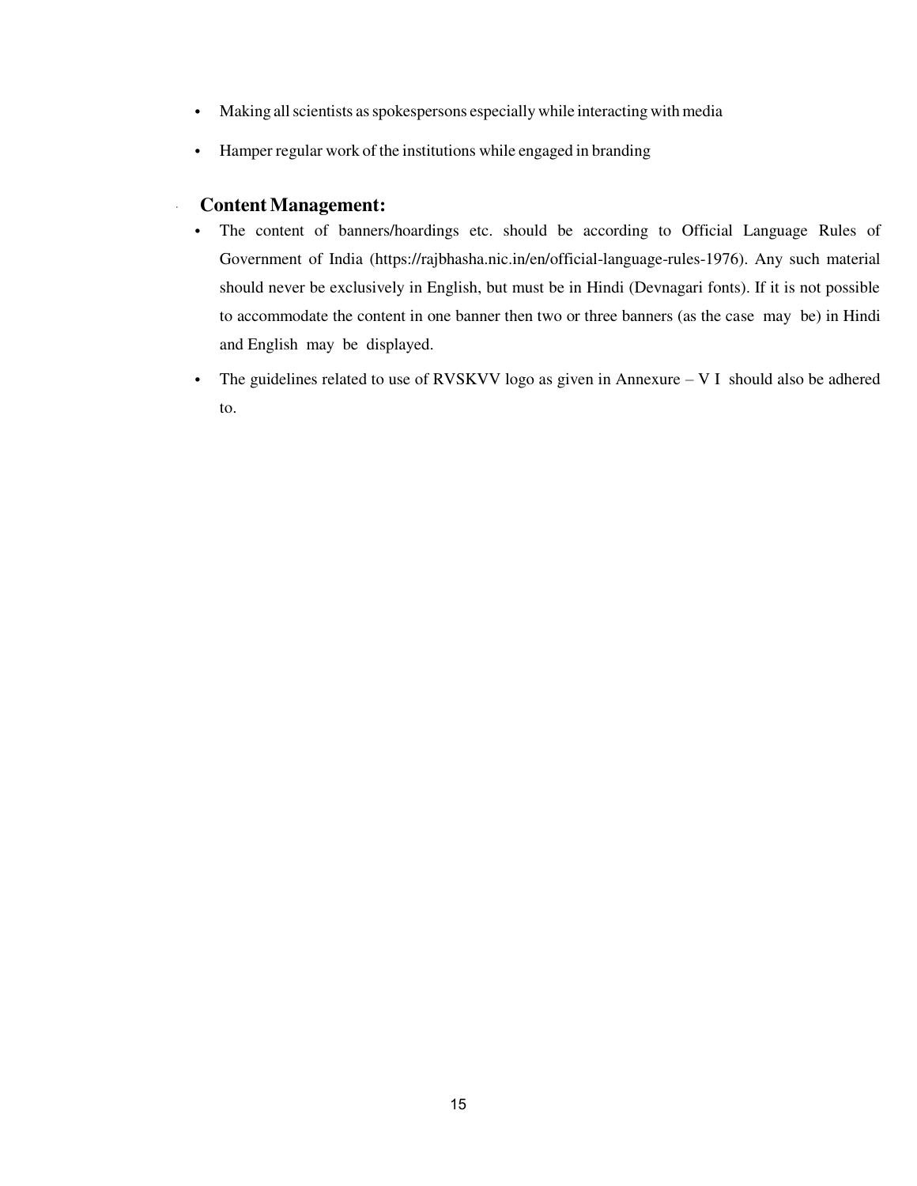- Making all scientists as spokespersons especially while interacting with media
- Hamper regular work of the institutions while engaged in branding

**Content Management:**

- The content of banners/hoardings etc. should be according to Official Language Rules of Government of India (https://rajbhasha.nic.in/en/official-language-rules-1976). Any such material should never be exclusively in English, but must be in Hindi (Devnagari fonts). If it is not possible to accommodate the content in one banner then two or three banners (as the case may be) in Hindi and English may be displayed.
- The guidelines related to use of RVSKVV logo as given in Annexure – V I should also be adhered to.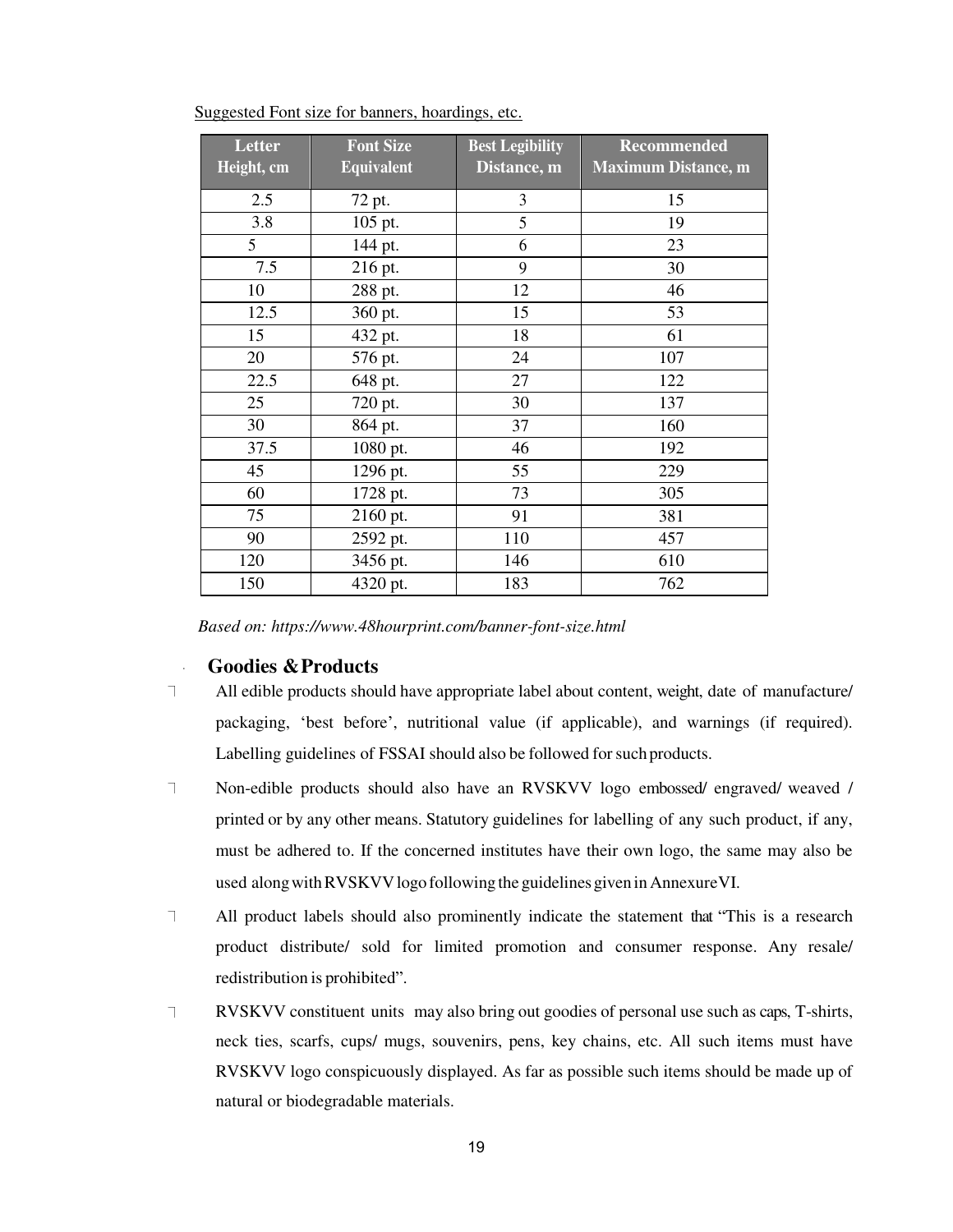Suggested Font size for banners, hoardings, etc.

| Letter Height, cm | Font Size Equivalent | Best Legibility Distance, m | Recommended Maximum Distance, m |
|---|---|---|---|
| 2.5 | 72 pt. | 3 | 15 |
| 3.8 | 105 pt. | 5 | 19 |
| 5 | 144 pt. | 6 | 23 |
| 7.5 | 216 pt. | 9 | 30 |
| 10 | 288 pt. | 12 | 46 |
| 12.5 | 360 pt. | 15 | 53 |
| 15 | 432 pt. | 18 | 61 |
| 20 | 576 pt. | 24 | 107 |
| 22.5 | 648 pt. | 27 | 122 |
| 25 | 720 pt. | 30 | 137 |
| 30 | 864 pt. | 37 | 160 |
| 37.5 | 1080 pt. | 46 | 192 |
| 45 | 1296 pt. | 55 | 229 |
| 60 | 1728 pt. | 73 | 305 |
| 75 | 2160 pt. | 91 | 381 |
| 90 | 2592 pt. | 110 | 457 |
| 120 | 3456 pt. | 146 | 610 |
| 150 | 4320 pt. | 183 | 762 |

*Based on: https://www.48hourprint.com/banner-font-size.html*

## Goodies & Products

- All edible products should have appropriate label about content, weight, date of manufacture/ packaging, 'best before', nutritional value (if applicable), and warnings (if required). Labelling guidelines of FSSAI should also be followed for such products.
- Non-edible products should also have an RVSKVV logo embossed/ engraved/ weaved / printed or by any other means. Statutory guidelines for labelling of any such product, if any, must be adhered to. If the concerned institutes have their own logo, the same may also be used along with RVSKVV logo following the guidelines given in Annexure VI.
- All product labels should also prominently indicate the statement that "This is a research product distribute/ sold for limited promotion and consumer response. Any resale/ redistribution is prohibited".
- RVSKVV constituent units may also bring out goodies of personal use such as caps, T-shirts, neck ties, scarfs, cups/ mugs, souvenirs, pens, key chains, etc. All such items must have RVSKVV logo conspicuously displayed. As far as possible such items should be made up of natural or biodegradable materials.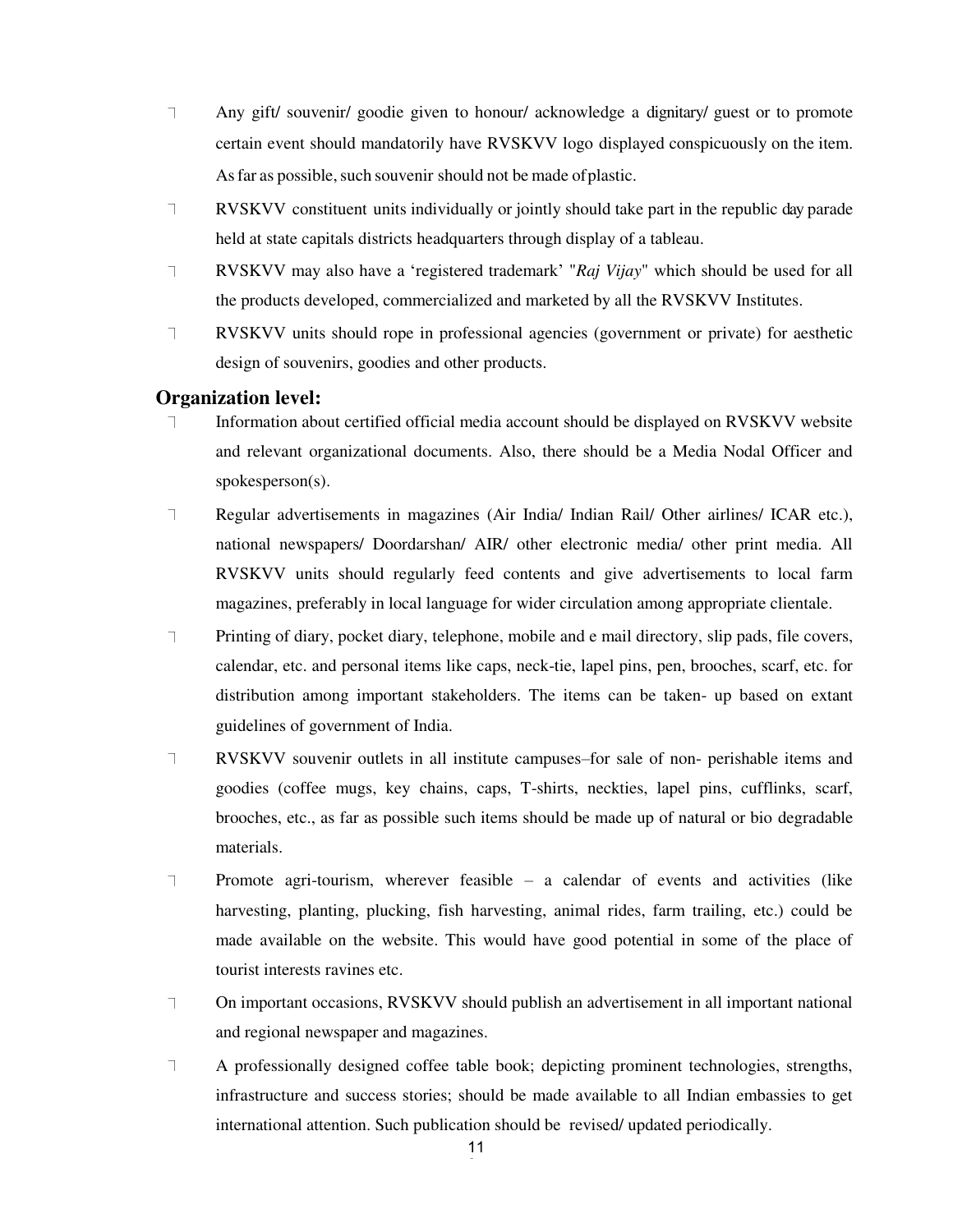- Any gift/ souvenir/ goodie given to honour/ acknowledge a dignitary/ guest or to promote certain event should mandatorily have RVSKVV logo displayed conspicuously on the item. As far as possible, such souvenir should not be made of plastic.
- RVSKVV constituent units individually or jointly should take part in the republic day parade held at state capitals districts headquarters through display of a tableau.
- RVSKVV may also have a 'registered trademark' "*Raj Vijay*" which should be used for all the products developed, commercialized and marketed by all the RVSKVV Institutes.
- RVSKVV units should rope in professional agencies (government or private) for aesthetic design of souvenirs, goodies and other products.

**Organization level:**

- Information about certified official media account should be displayed on RVSKVV website and relevant organizational documents. Also, there should be a Media Nodal Officer and spokesperson(s).
- Regular advertisements in magazines (Air India/ Indian Rail/ Other airlines/ ICAR etc.), national newspapers/ Doordarshan/ AIR/ other electronic media/ other print media. All RVSKVV units should regularly feed contents and give advertisements to local farm magazines, preferably in local language for wider circulation among appropriate clientale.
- Printing of diary, pocket diary, telephone, mobile and e mail directory, slip pads, file covers, calendar, etc. and personal items like caps, neck-tie, lapel pins, pen, brooches, scarf, etc. for distribution among important stakeholders. The items can be taken- up based on extant guidelines of government of India.
- RVSKVV souvenir outlets in all institute campuses–for sale of non- perishable items and goodies (coffee mugs, key chains, caps, T-shirts, neckties, lapel pins, cufflinks, scarf, brooches, etc., as far as possible such items should be made up of natural or bio degradable materials.
- Promote agri-tourism, wherever feasible – a calendar of events and activities (like harvesting, planting, plucking, fish harvesting, animal rides, farm trailing, etc.) could be made available on the website. This would have good potential in some of the place of tourist interests ravines etc.
- On important occasions, RVSKVV should publish an advertisement in all important national and regional newspaper and magazines.
- A professionally designed coffee table book; depicting prominent technologies, strengths, infrastructure and success stories; should be made available to all Indian embassies to get international attention. Such publication should be revised/ updated periodically.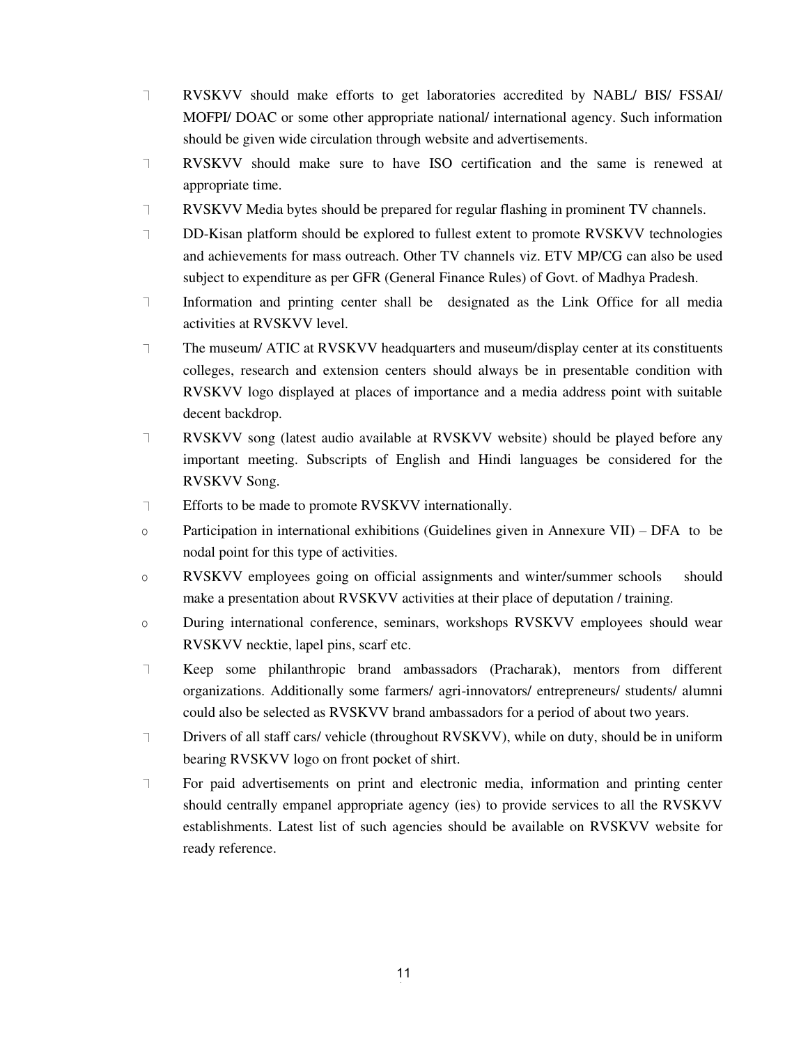- RVSKVV should make efforts to get laboratories accredited by NABL/ BIS/ FSSAI/ MOFPI/ DOAC or some other appropriate national/ international agency. Such information should be given wide circulation through website and advertisements.
- RVSKVV should make sure to have ISO certification and the same is renewed at appropriate time.
- RVSKVV Media bytes should be prepared for regular flashing in prominent TV channels.
- DD-Kisan platform should be explored to fullest extent to promote RVSKVV technologies and achievements for mass outreach. Other TV channels viz. ETV MP/CG can also be used subject to expenditure as per GFR (General Finance Rules) of Govt. of Madhya Pradesh.
- Information and printing center shall be designated as the Link Office for all media activities at RVSKVV level.
- The museum/ ATIC at RVSKVV headquarters and museum/display center at its constituents colleges, research and extension centers should always be in presentable condition with RVSKVV logo displayed at places of importance and a media address point with suitable decent backdrop.
- RVSKVV song (latest audio available at RVSKVV website) should be played before any important meeting. Subscripts of English and Hindi languages be considered for the RVSKVV Song.
- Efforts to be made to promote RVSKVV internationally.
  - Participation in international exhibitions (Guidelines given in Annexure VII) – DFA to be nodal point for this type of activities.
  - RVSKVV employees going on official assignments and winter/summer schools should make a presentation about RVSKVV activities at their place of deputation / training.
  - During international conference, seminars, workshops RVSKVV employees should wear RVSKVV necktie, lapel pins, scarf etc.
- Keep some philanthropic brand ambassadors (Pracharak), mentors from different organizations. Additionally some farmers/ agri-innovators/ entrepreneurs/ students/ alumni could also be selected as RVSKVV brand ambassadors for a period of about two years.
- Drivers of all staff cars/ vehicle (throughout RVSKVV), while on duty, should be in uniform bearing RVSKVV logo on front pocket of shirt.
- For paid advertisements on print and electronic media, information and printing center should centrally empanel appropriate agency (ies) to provide services to all the RVSKVV establishments. Latest list of such agencies should be available on RVSKVV website for ready reference.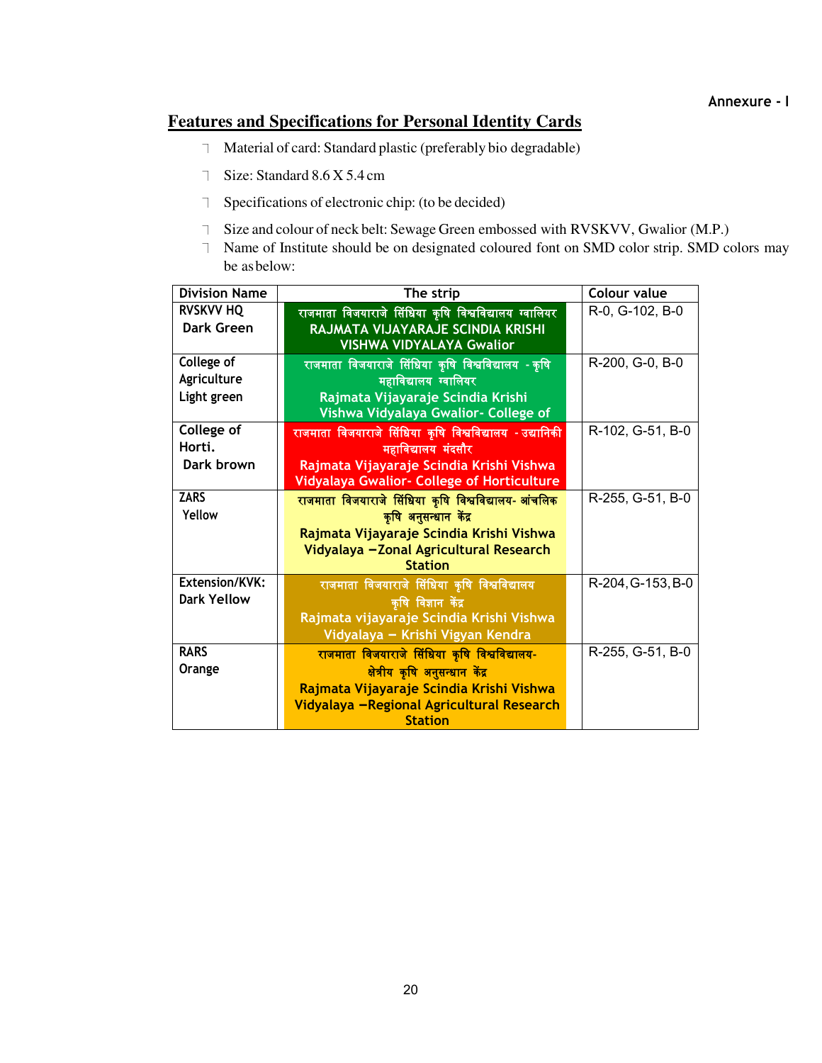Annexure - I

# Features and Specifications for Personal Identity Cards

- Material of card: Standard plastic (preferably bio degradable)
- Size: Standard 8.6 X 5.4 cm
- Specifications of electronic chip: (to be decided)
- Size and colour of neck belt: Sewage Green embossed with RVSKVV, Gwalior (M.P.)
- Name of Institute should be on designated coloured font on SMD color strip. SMD colors may be as below:

| Division Name | The strip | Colour value |
|---|---|---|
| RVSKVV HQ<br>Dark Green | राजमाता विजयाराजे सिंधिया कृषि विश्वविद्यालय ग्वालियर<br>RAJMATA VIJAYARAJE SCINDIA KRISHI VISHWA VIDYALAYA Gwalior | R-0, G-102, B-0 |
| College of Agriculture<br>Light green | राजमाता विजयाराजे सिंधिया कृषि विश्वविद्यालय - कृषि महाविद्यालय ग्वालियर<br>Rajmata Vijayaraje Scindia Krishi Vishwa Vidyalaya Gwalior- College of | R-200, G-0, B-0 |
| College of Horti.<br>Dark brown | राजमाता विजयाराजे सिंधिया कृषि विश्वविद्यालय - उद्यानिकी महाविद्यालय मंदसौर<br>Rajmata Vijayaraje Scindia Krishi Vishwa Vidyalaya Gwalior- College of Horticulture | R-102, G-51, B-0 |
| ZARS<br>Yellow | राजमाता विजयाराजे सिंधिया कृषि विश्वविद्यालय- आंचलिक कृषि अनुसन्धान केंद्र<br>Rajmata Vijayaraje Scindia Krishi Vishwa Vidyalaya –Zonal Agricultural Research Station | R-255, G-51, B-0 |
| Extension/KVK:<br>Dark Yellow | राजमाता विजयाराजे सिंधिया कृषि विश्वविद्यालय कृषि विज्ञान केंद्र<br>Rajmata vijayaraje Scindia Krishi Vishwa Vidyalaya – Krishi Vigyan Kendra | R-204, G-153, B-0 |
| RARS<br>Orange | राजमाता विजयाराजे सिंधिया कृषि विश्वविद्यालय- क्षेत्रीय कृषि अनुसन्धान केंद्र<br>Rajmata Vijayaraje Scindia Krishi Vishwa Vidyalaya –Regional Agricultural Research Station | R-255, G-51, B-0 |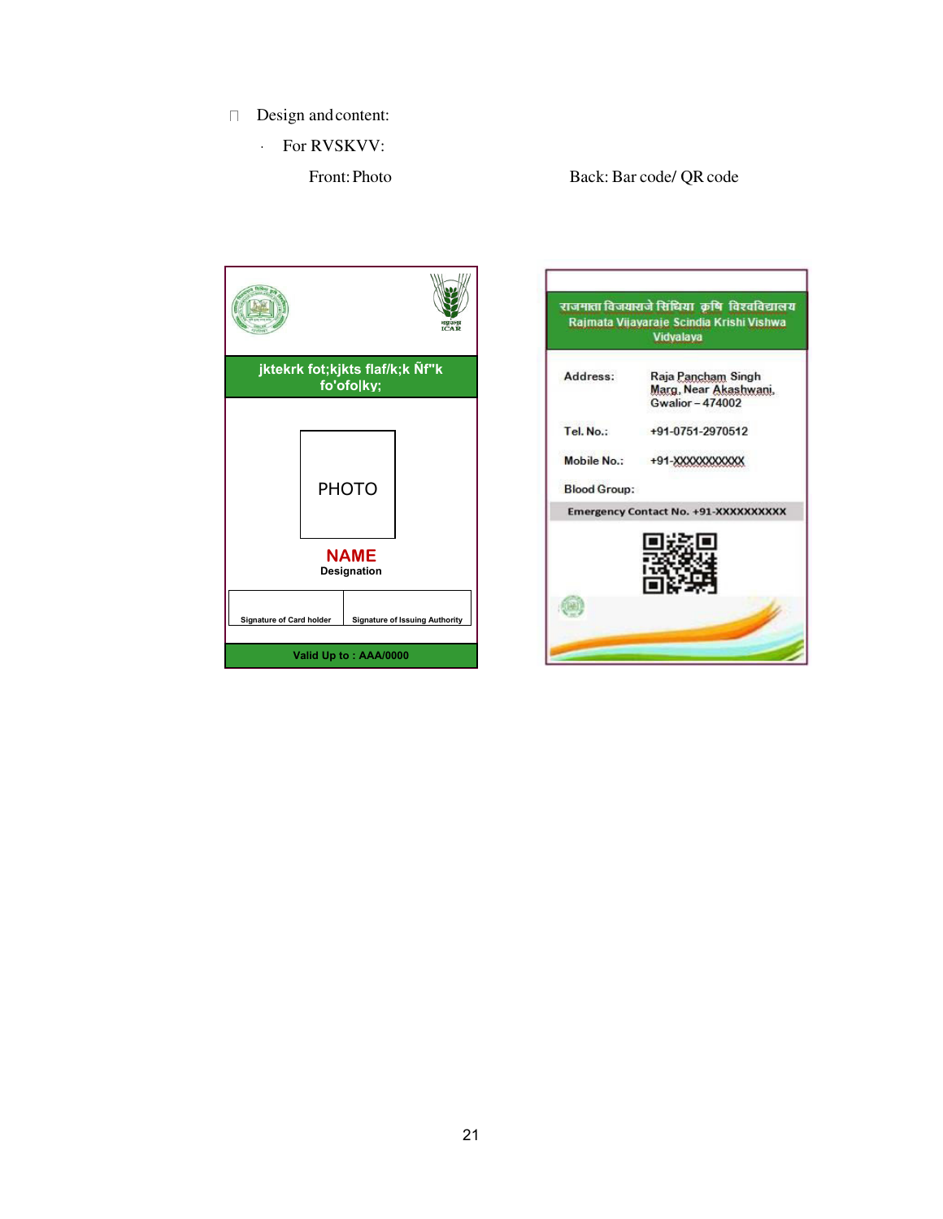- Design and content:
  - For RVSKVV:

Front: Photo

Back: Bar code/ QR code

jktekrk fot;kjkts flaf/k;k Ñf"k fo'ofo|ky;

PHOTO

**NAME**

**Designation**

Signature of Card holder | Signature of Issuing Authority

**Valid Up to : AAA/0000**

राजमाता विजयाराजे सिंधिया कृषि विश्वविद्यालय

Rajmata Vijayaraje Scindia Krishi Vishwa Vidyalaya

Address: Raja Pancham Singh Marg, Near Akashwani, Gwalior – 474002

Tel. No.: +91-0751-2970512

Mobile No.: +91-XXXXXXXXXX

Blood Group:

Emergency Contact No. +91-XXXXXXXXXX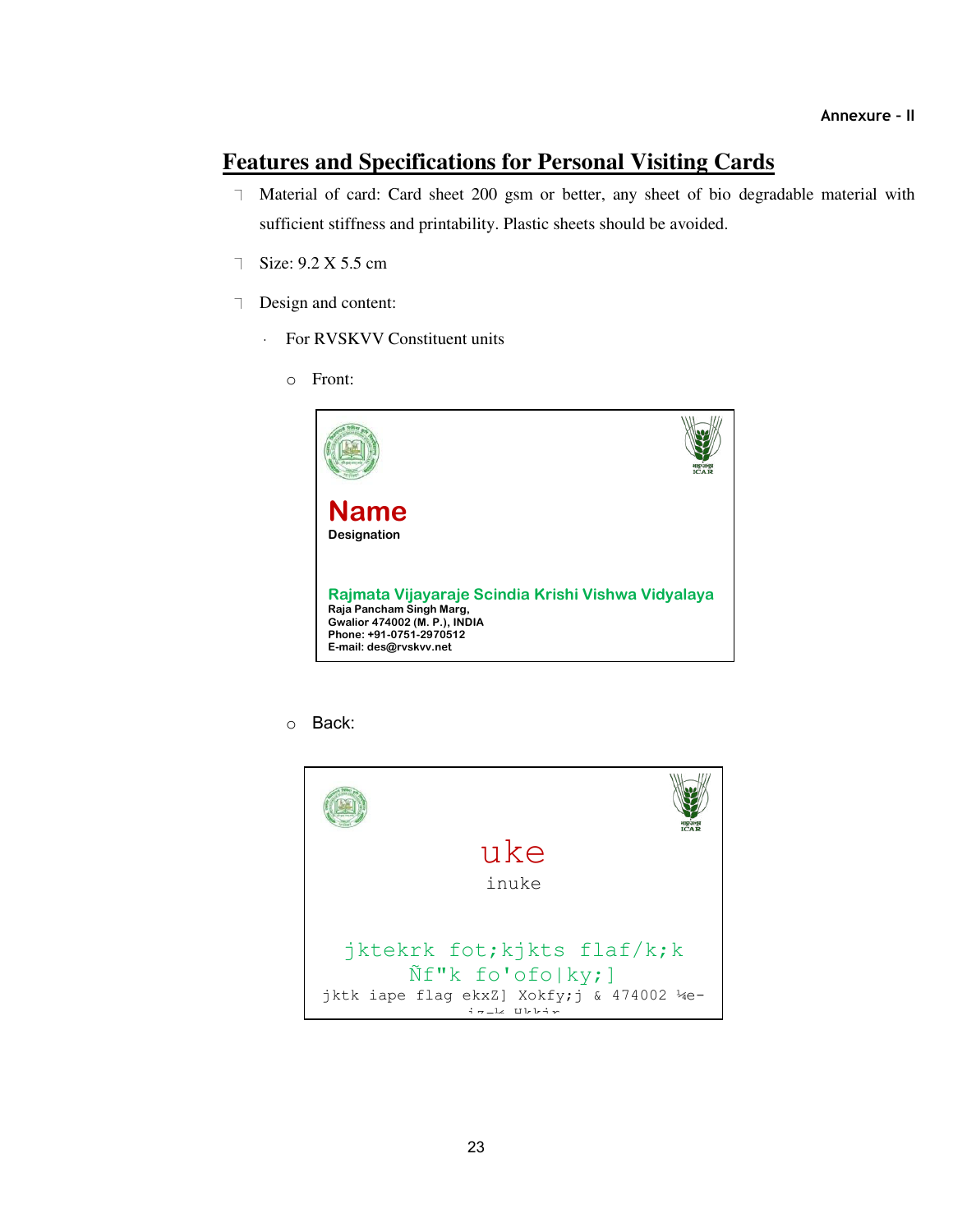Annexure - II

# Features and Specifications for Personal Visiting Cards

- Material of card: Card sheet 200 gsm or better, any sheet of bio degradable material with sufficient stiffness and printability. Plastic sheets should be avoided.
- Size: 9.2 X 5.5 cm
- Design and content:
  - For RVSKVV Constituent units
    - Front:

**Name**
**Designation**

**Rajmata Vijayaraje Scindia Krishi Vishwa Vidyalaya**
**Raja Pancham Singh Marg,**
**Gwalior 474002 (M. P.), INDIA**
**Phone: +91-0751-2970512**
**E-mail: des@rvskvv.net**

    - Back:

uke

inuke

jktekrk fot;kjkts flaf/k;k
Ñf"k fo'ofo|ky;]
jktk iape flag ekxZ] Xokfy;j & 474002 ¼e-
iz-½ Hkkjr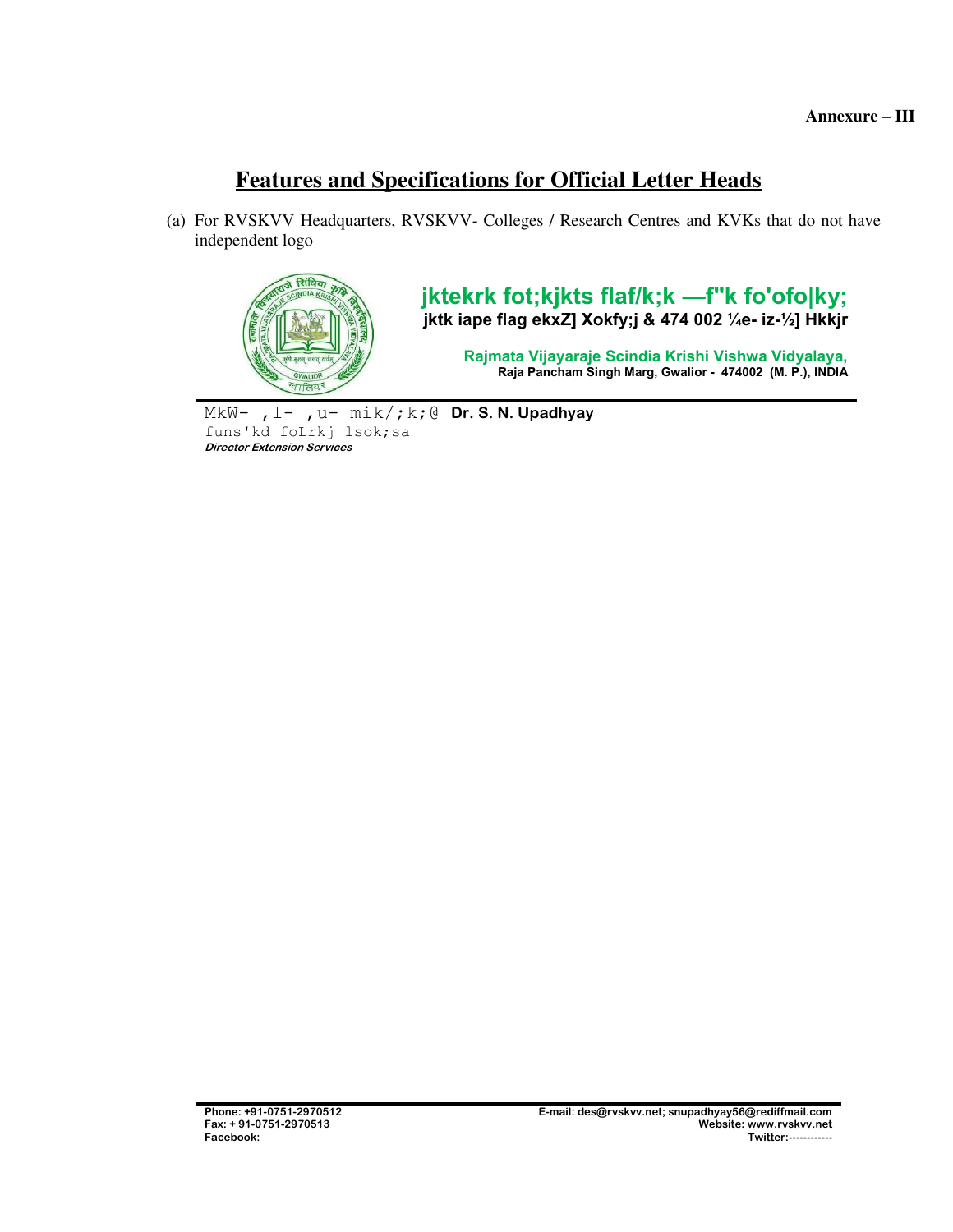Annexure – III

# Features and Specifications for Official Letter Heads

(a) For RVSKVV Headquarters, RVSKVV- Colleges / Research Centres and KVKs that do not have independent logo

**jktekrk fot;kjkts flaf/k;k —f"k fo'ofo|ky;**
**jktk iape flag ekxZ] Xokfy;j & 474 002 ¼e- iz-½] Hkkjr**

**Rajmata Vijayaraje Scindia Krishi Vishwa Vidyalaya,**
**Raja Pancham Singh Marg, Gwalior - 474002 (M. P.), INDIA**

MkW- ,l- ,u- mik/;k;@ **Dr. S. N. Upadhyay**
funs'kd foLrkj lsok;sa
***Director Extension Services***

**Phone: +91-0751-2970512**
**Fax: + 91-0751-2970513**
**Facebook:**

**E-mail: des@rvskvv.net; snupadhyay56@rediffmail.com**
**Website: www.rvskvv.net**
**Twitter:------------**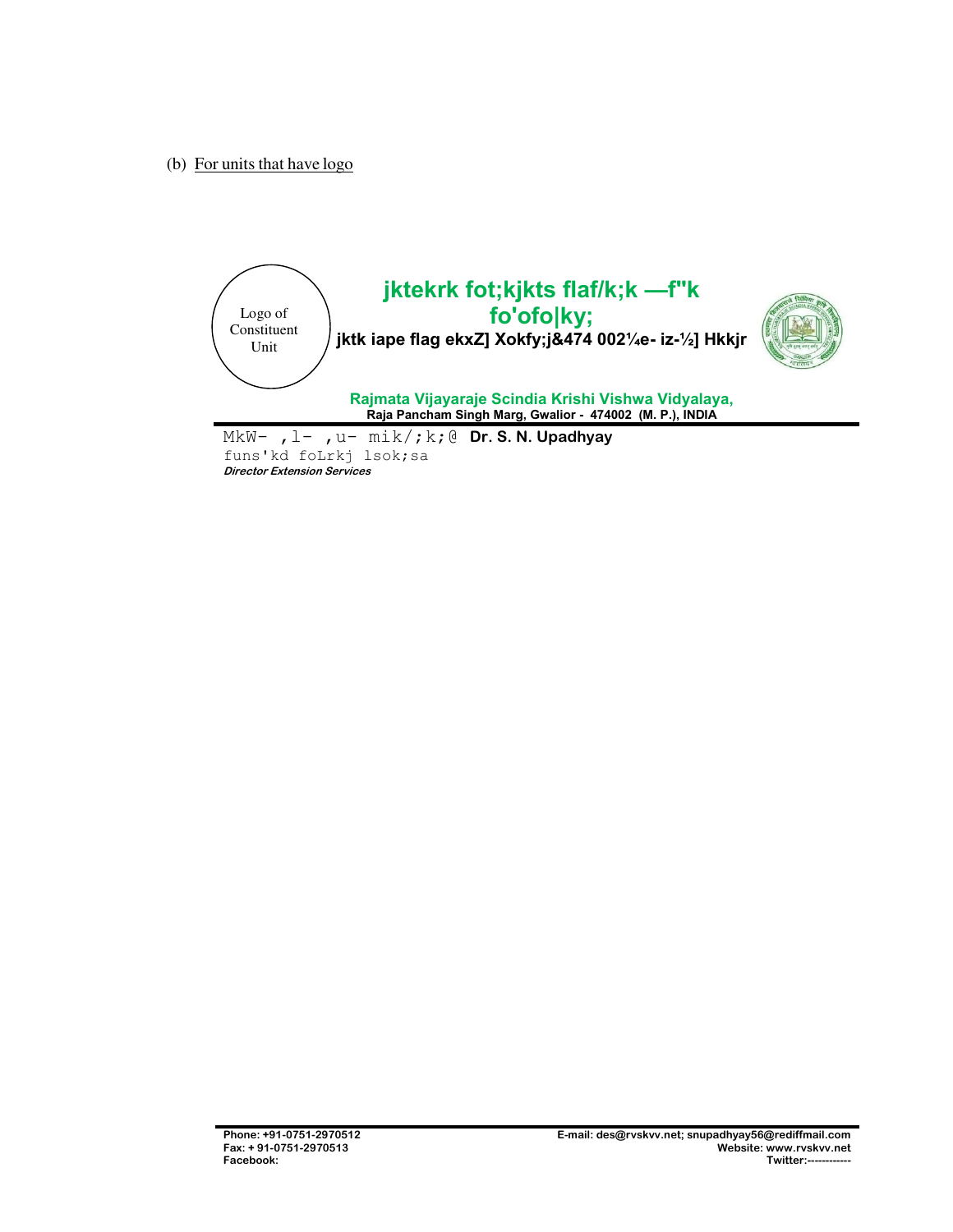(b) For units that have logo

Logo of Constituent Unit

**jktekrk fot;kjkts flaf/k;k —f"k fo'ofo|ky;**

**jktk iape flag ekxZ] Xokfy;j&474 002¼e- iz-½] Hkkjr**

**Rajmata Vijayaraje Scindia Krishi Vishwa Vidyalaya,**
**Raja Pancham Singh Marg, Gwalior - 474002 (M. P.), INDIA**

MkW- ,l- ,u- mik/;k;@ **Dr. S. N. Upadhyay**
funs'kd foLrkj lsok;sa
***Director Extension Services***

**Phone: +91-0751-2970512**
**Fax: + 91-0751-2970513**
**Facebook:**

**E-mail: des@rvskvv.net; snupadhyay56@rediffmail.com**
**Website: www.rvskvv.net**
**Twitter:------------**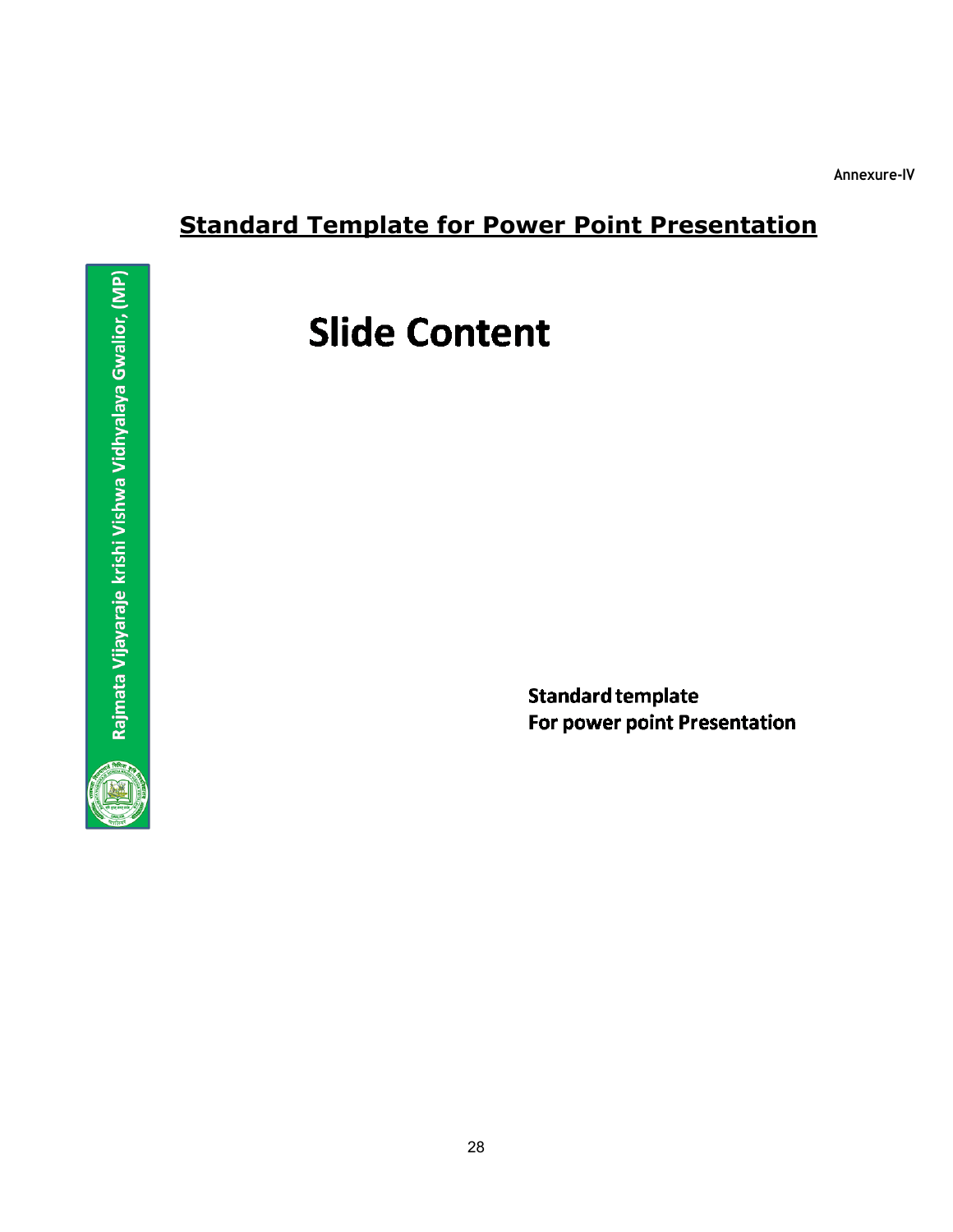Annexure-IV

## Standard Template for Power Point Presentation

Rajmata Vijayaraje krishi Vishwa Vidhyalaya Gwalior, (MP)

# Slide Content

**Standard template**
**For power point Presentation**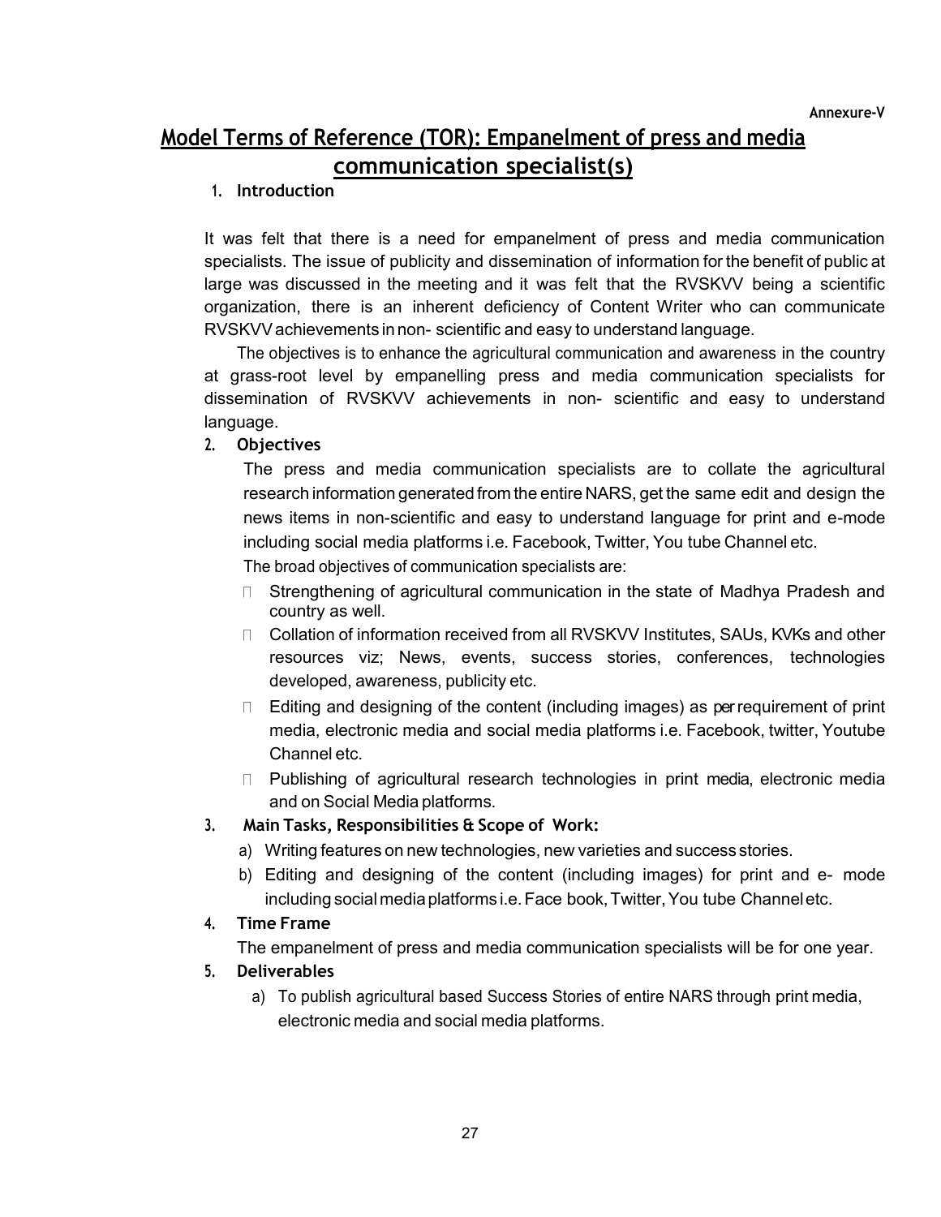Annexure-V

# Model Terms of Reference (TOR): Empanelment of press and media communication specialist(s)

## 1. Introduction

It was felt that there is a need for empanelment of press and media communication specialists. The issue of publicity and dissemination of information for the benefit of public at large was discussed in the meeting and it was felt that the RVSKVV being a scientific organization, there is an inherent deficiency of Content Writer who can communicate RVSKVV achievements in non- scientific and easy to understand language.

The objectives is to enhance the agricultural communication and awareness in the country at grass-root level by empanelling press and media communication specialists for dissemination of RVSKVV achievements in non- scientific and easy to understand language.

## 2. Objectives

The press and media communication specialists are to collate the agricultural research information generated from the entire NARS, get the same edit and design the news items in non-scientific and easy to understand language for print and e-mode including social media platforms i.e. Facebook, Twitter, You tube Channel etc.

The broad objectives of communication specialists are:

- Strengthening of agricultural communication in the state of Madhya Pradesh and country as well.
- Collation of information received from all RVSKVV Institutes, SAUs, KVKs and other resources viz; News, events, success stories, conferences, technologies developed, awareness, publicity etc.
- Editing and designing of the content (including images) as per requirement of print media, electronic media and social media platforms i.e. Facebook, twitter, Youtube Channel etc.
- Publishing of agricultural research technologies in print media, electronic media and on Social Media platforms.

## 3. Main Tasks, Responsibilities & Scope of Work:

a) Writing features on new technologies, new varieties and success stories.

b) Editing and designing of the content (including images) for print and e- mode including social media platforms i.e. Face book, Twitter, You tube Channel etc.

## 4. Time Frame

The empanelment of press and media communication specialists will be for one year.

## 5. Deliverables

a) To publish agricultural based Success Stories of entire NARS through print media, electronic media and social media platforms.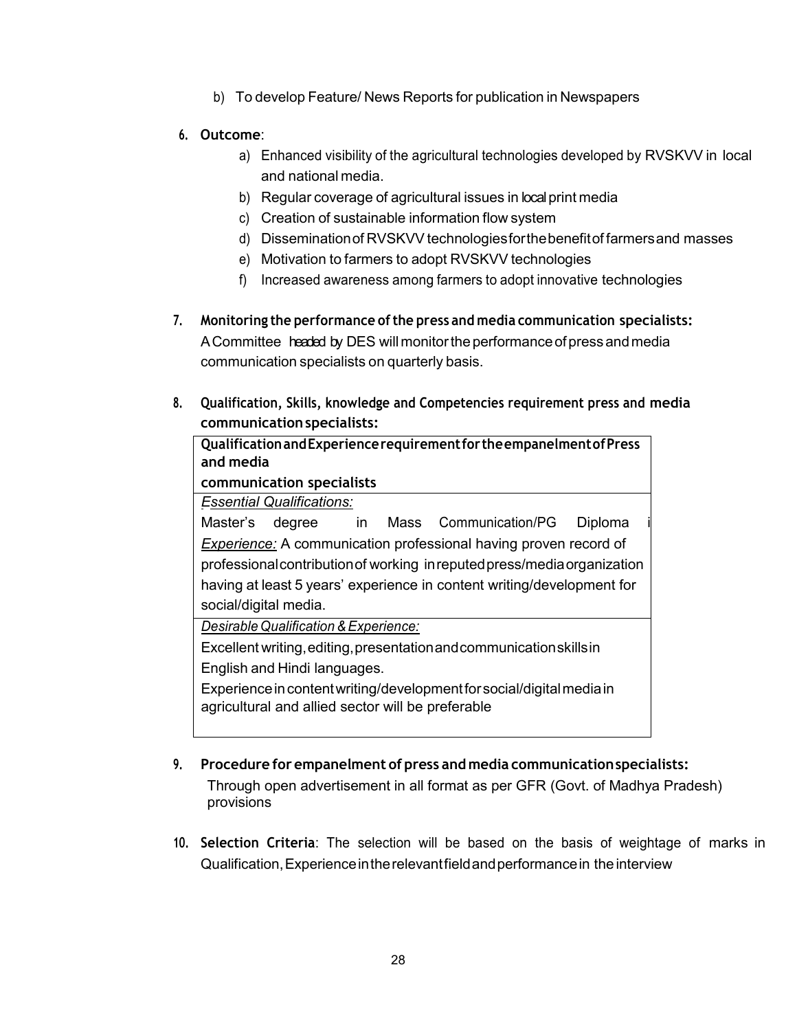b) To develop Feature/ News Reports for publication in Newspapers

6. **Outcome**:
   a) Enhanced visibility of the agricultural technologies developed by RVSKVV in local and national media.
   b) Regular coverage of agricultural issues in local print media
   c) Creation of sustainable information flow system
   d) Dissemination of RVSKVV technologies for the benefit of farmers and masses
   e) Motivation to farmers to adopt RVSKVV technologies
   f) Increased awareness among farmers to adopt innovative technologies

7. **Monitoring the performance of the press and media communication specialists:**
   A Committee headed by DES will monitor the performance of press and media communication specialists on quarterly basis.

8. **Qualification, Skills, knowledge and Competencies requirement press and media communication specialists:**

| **Qualification and Experience requirement for the empanelment of Press and media communication specialists** |
|---|
| *Essential Qualifications:*<br>Master's degree in Mass Communication/PG Diploma i<br>*Experience:* A communication professional having proven record of professional contribution of working in reputed press/media organization having at least 5 years' experience in content writing/development for social/digital media. |
| *Desirable Qualification & Experience:*<br>Excellent writing, editing, presentation and communication skills in English and Hindi languages.<br>Experience in content writing/development for social/digital media in agricultural and allied sector will be preferable |

9. **Procedure for empanelment of press and media communication specialists:**
   Through open advertisement in all format as per GFR (Govt. of Madhya Pradesh) provisions

10. **Selection Criteria**: The selection will be based on the basis of weightage of marks in Qualification, Experience in the relevant field and performance in the interview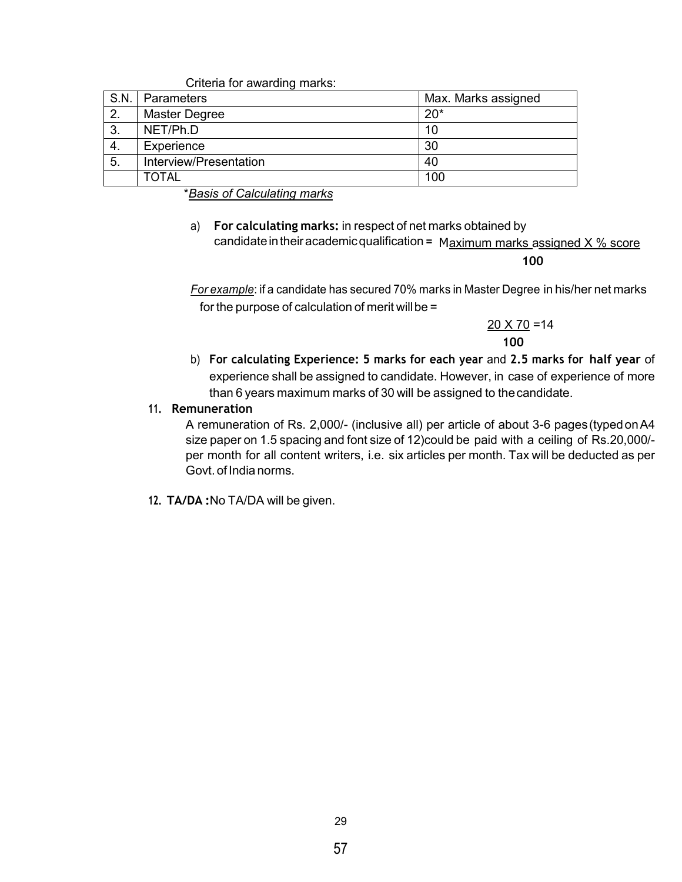Criteria for awarding marks:

| S.N. | Parameters | Max. Marks assigned |
|---|---|---|
| 2. | Master Degree | 20* |
| 3. | NET/Ph.D | 10 |
| 4. | Experience | 30 |
| 5. | Interview/Presentation | 40 |
| | TOTAL | 100 |

*<u>*Basis of Calculating marks*</u>

a) **For calculating marks:** in respect of net marks obtained by candidate in their academic qualification = $\frac{\text{Maximum marks assigned X \% score}}{100}$

*<u>For example</u>*: if a candidate has secured 70% marks in Master Degree in his/her net marks for the purpose of calculation of merit will be =

$$\frac{20 \times 70}{100} = 14$$

b) **For calculating Experience: 5 marks for each year** and **2.5 marks for half year** of experience shall be assigned to candidate. However, in case of experience of more than 6 years maximum marks of 30 will be assigned to the candidate.

**11. Remuneration**

A remuneration of Rs. 2,000/- (inclusive all) per article of about 3-6 pages (typed on A4 size paper on 1.5 spacing and font size of 12) could be paid with a ceiling of Rs.20,000/- per month for all content writers, i.e. six articles per month. Tax will be deducted as per Govt. of India norms.

**12. TA/DA :** No TA/DA will be given.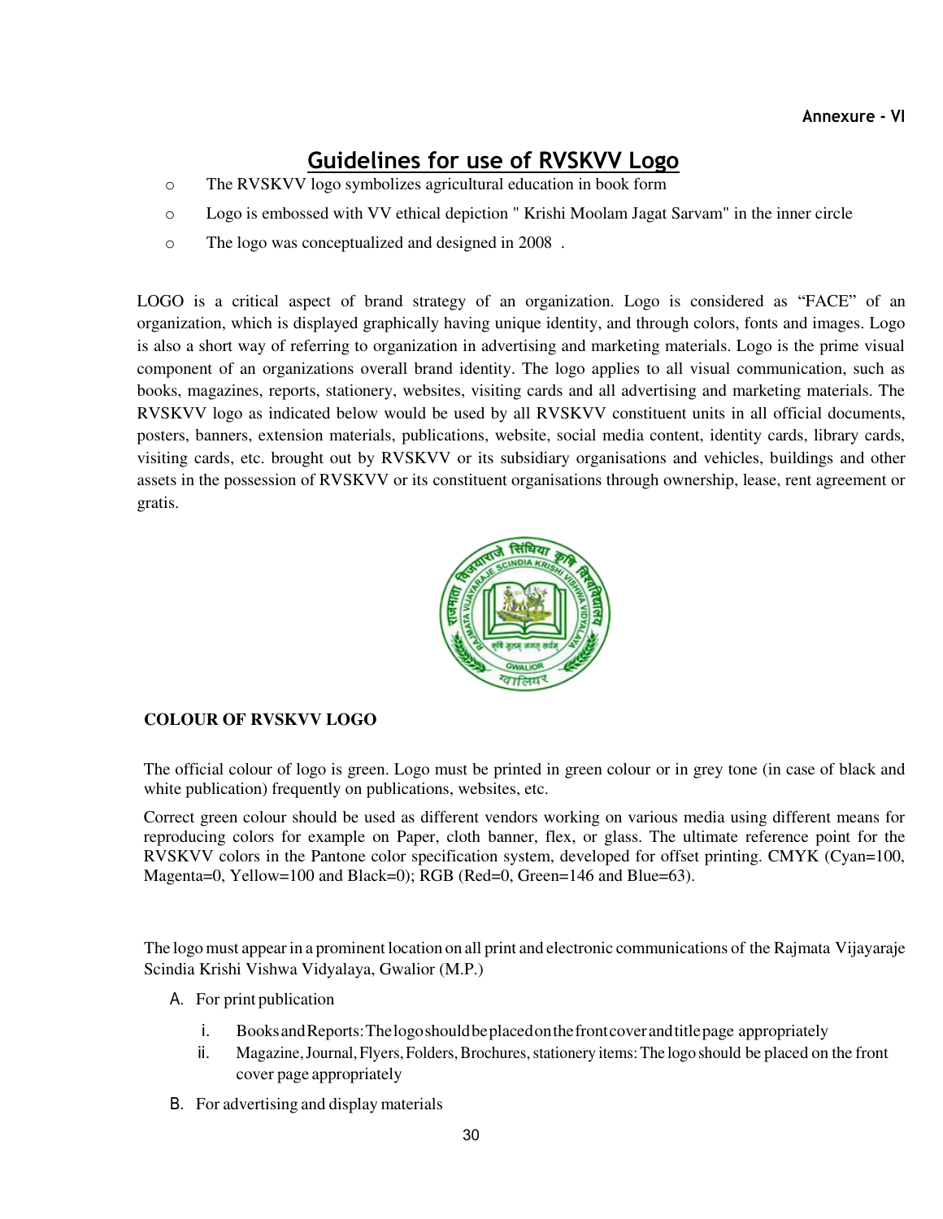Annexure - VI

# Guidelines for use of RVSKVV Logo

- The RVSKVV logo symbolizes agricultural education in book form
- Logo is embossed with VV ethical depiction " Krishi Moolam Jagat Sarvam" in the inner circle
- The logo was conceptualized and designed in 2008 .

LOGO is a critical aspect of brand strategy of an organization. Logo is considered as "FACE" of an organization, which is displayed graphically having unique identity, and through colors, fonts and images. Logo is also a short way of referring to organization in advertising and marketing materials. Logo is the prime visual component of an organizations overall brand identity. The logo applies to all visual communication, such as books, magazines, reports, stationery, websites, visiting cards and all advertising and marketing materials. The RVSKVV logo as indicated below would be used by all RVSKVV constituent units in all official documents, posters, banners, extension materials, publications, website, social media content, identity cards, library cards, visiting cards, etc. brought out by RVSKVV or its subsidiary organisations and vehicles, buildings and other assets in the possession of RVSKVV or its constituent organisations through ownership, lease, rent agreement or gratis.

**COLOUR OF RVSKVV LOGO**

The official colour of logo is green. Logo must be printed in green colour or in grey tone (in case of black and white publication) frequently on publications, websites, etc.

Correct green colour should be used as different vendors working on various media using different means for reproducing colors for example on Paper, cloth banner, flex, or glass. The ultimate reference point for the RVSKVV colors in the Pantone color specification system, developed for offset printing. CMYK (Cyan=100, Magenta=0, Yellow=100 and Black=0); RGB (Red=0, Green=146 and Blue=63).

The logo must appear in a prominent location on all print and electronic communications of the Rajmata Vijayaraje Scindia Krishi Vishwa Vidyalaya, Gwalior (M.P.)

A. For print publication
   i. Books and Reports: The logo should be placed on the front cover and title page appropriately
   ii. Magazine, Journal, Flyers, Folders, Brochures, stationery items: The logo should be placed on the front cover page appropriately

B. For advertising and display materials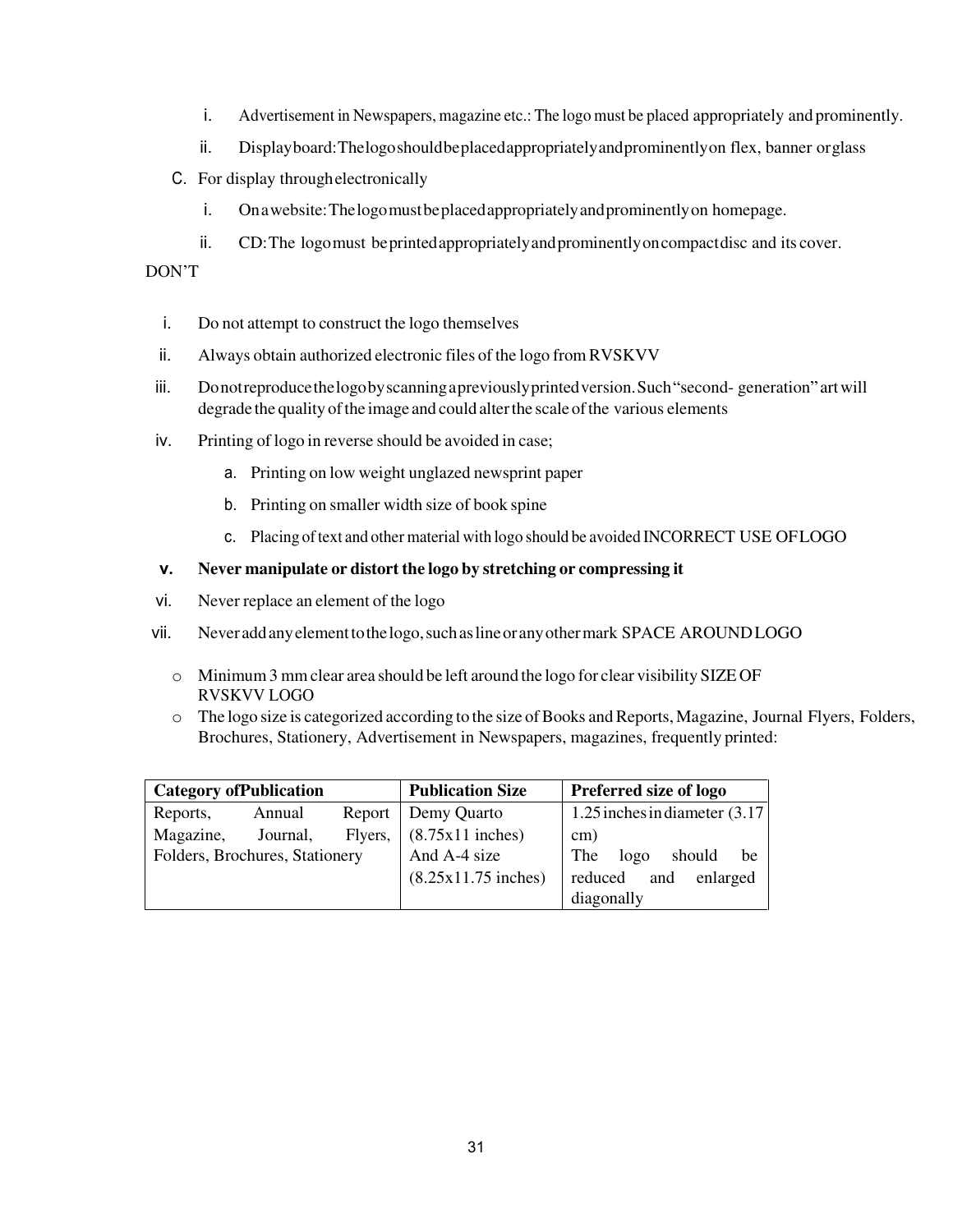i. Advertisement in Newspapers, magazine etc.: The logo must be placed appropriately and prominently.

ii. Display board: The logo should be placed appropriately and prominently on flex, banner or glass

C. For display through electronically

i. On a website: The logo must be placed appropriately and prominently on homepage.

ii. CD: The logo must be printed appropriately and prominently on compact disc and its cover.

DON'T

i. Do not attempt to construct the logo themselves

ii. Always obtain authorized electronic files of the logo from RVSKVV

iii. Do not reproduce the logo by scanning a previously printed version. Such "second- generation" art will degrade the quality of the image and could alter the scale of the various elements

iv. Printing of logo in reverse should be avoided in case;

a. Printing on low weight unglazed newsprint paper

b. Printing on smaller width size of book spine

c. Placing of text and other material with logo should be avoided INCORRECT USE OF LOGO

**v. Never manipulate or distort the logo by stretching or compressing it**

vi. Never replace an element of the logo

vii. Never add any element to the logo, such as line or any other mark SPACE AROUND LOGO

- Minimum 3 mm clear area should be left around the logo for clear visibility SIZE OF RVSKVV LOGO
- The logo size is categorized according to the size of Books and Reports, Magazine, Journal Flyers, Folders, Brochures, Stationery, Advertisement in Newspapers, magazines, frequently printed:

| **Category of Publication** | **Publication Size** | **Preferred size of logo** |
|---|---|---|
| Reports, Annual Report Magazine, Journal, Flyers, Folders, Brochures, Stationery | Demy Quarto (8.75x11 inches) And A-4 size (8.25x11.75 inches) | 1.25 inches in diameter (3.17 cm) The logo should be reduced and enlarged diagonally |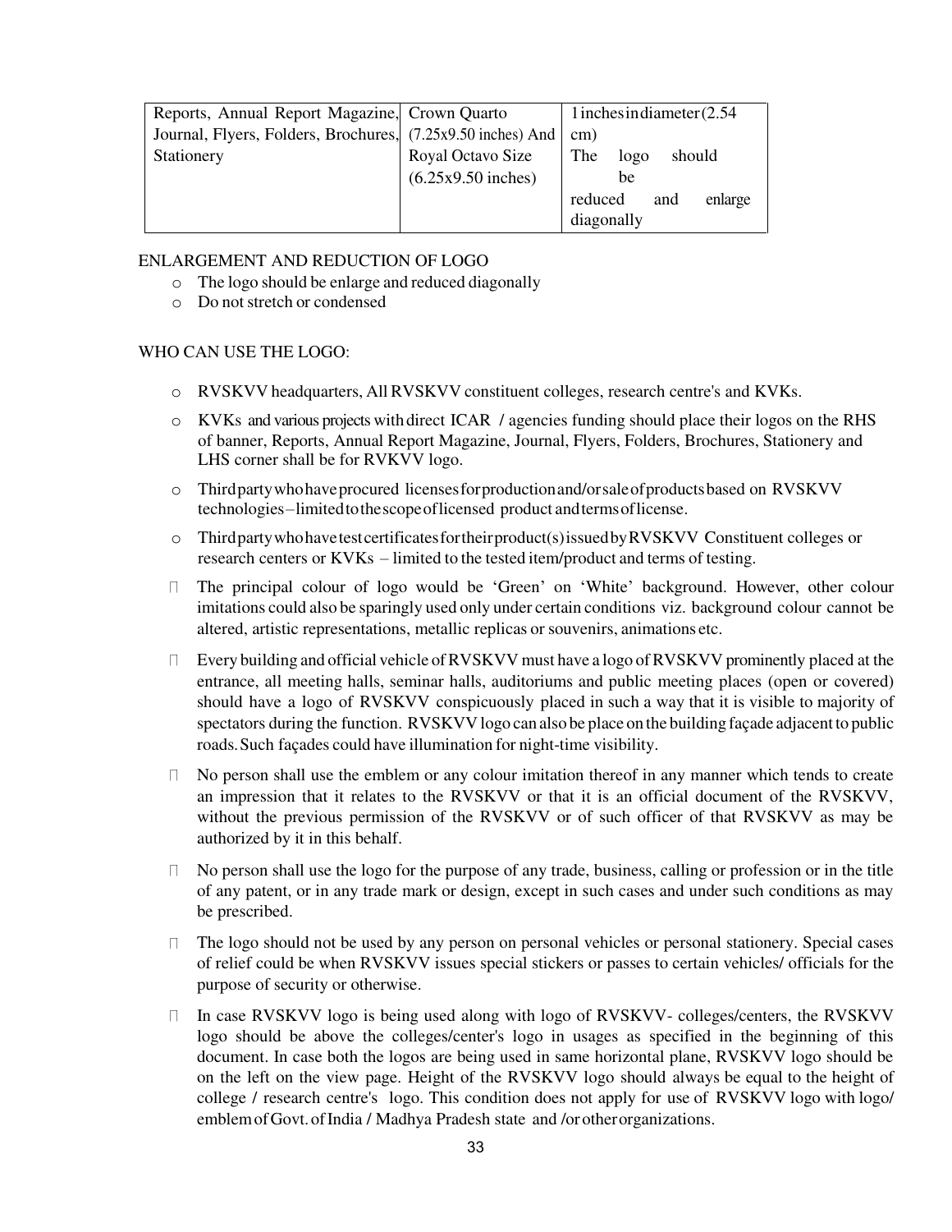| Reports, Annual Report Magazine, Journal, Flyers, Folders, Brochures, Stationery | Crown Quarto (7.25x9.50 inches) And Royal Octavo Size (6.25x9.50 inches) | 1 inches in diameter (2.54 cm) The logo should be reduced and enlarge diagonally |
|---|---|---|

ENLARGEMENT AND REDUCTION OF LOGO

- The logo should be enlarge and reduced diagonally
- Do not stretch or condensed

WHO CAN USE THE LOGO:

- RVSKVV headquarters, All RVSKVV constituent colleges, research centre's and KVKs.
- KVKs and various projects with direct ICAR / agencies funding should place their logos on the RHS of banner, Reports, Annual Report Magazine, Journal, Flyers, Folders, Brochures, Stationery and LHS corner shall be for RVKVV logo.
- Third party who have procured licenses for production and/or sale of products based on RVSKVV technologies – limited to the scope of licensed product and terms of license.
- Third party who have test certificates for their product(s) issued by RVSKVV Constituent colleges or research centers or KVKs – limited to the tested item/product and terms of testing.
- The principal colour of logo would be 'Green' on 'White' background. However, other colour imitations could also be sparingly used only under certain conditions viz. background colour cannot be altered, artistic representations, metallic replicas or souvenirs, animations etc.
- Every building and official vehicle of RVSKVV must have a logo of RVSKVV prominently placed at the entrance, all meeting halls, seminar halls, auditoriums and public meeting places (open or covered) should have a logo of RVSKVV conspicuously placed in such a way that it is visible to majority of spectators during the function. RVSKVV logo can also be place on the building façade adjacent to public roads. Such façades could have illumination for night-time visibility.
- No person shall use the emblem or any colour imitation thereof in any manner which tends to create an impression that it relates to the RVSKVV or that it is an official document of the RVSKVV, without the previous permission of the RVSKVV or of such officer of that RVSKVV as may be authorized by it in this behalf.
- No person shall use the logo for the purpose of any trade, business, calling or profession or in the title of any patent, or in any trade mark or design, except in such cases and under such conditions as may be prescribed.
- The logo should not be used by any person on personal vehicles or personal stationery. Special cases of relief could be when RVSKVV issues special stickers or passes to certain vehicles/ officials for the purpose of security or otherwise.
- In case RVSKVV logo is being used along with logo of RVSKVV- colleges/centers, the RVSKVV logo should be above the colleges/center's logo in usages as specified in the beginning of this document. In case both the logos are being used in same horizontal plane, RVSKVV logo should be on the left on the view page. Height of the RVSKVV logo should always be equal to the height of college / research centre's logo. This condition does not apply for use of RVSKVV logo with logo/ emblem of Govt. of India / Madhya Pradesh state and /or other organizations.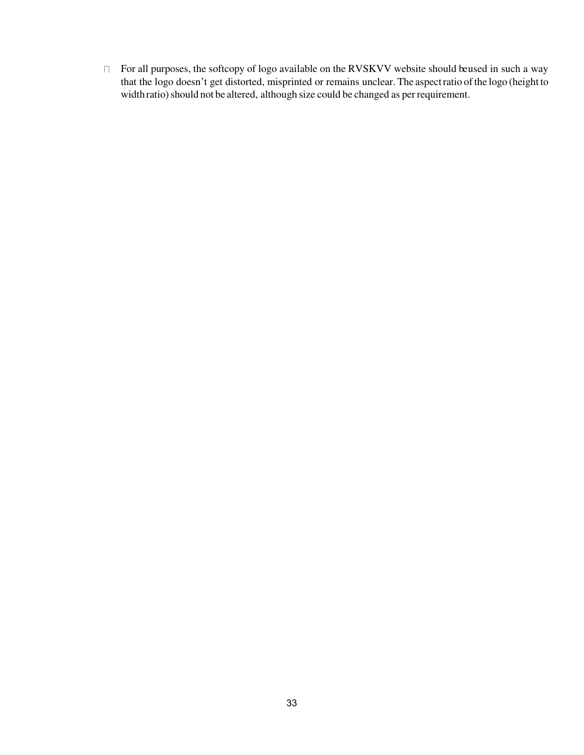- For all purposes, the softcopy of logo available on the RVSKVV website should beused in such a way that the logo doesn't get distorted, misprinted or remains unclear. The aspect ratio of the logo (height to width ratio) should not be altered, although size could be changed as per requirement.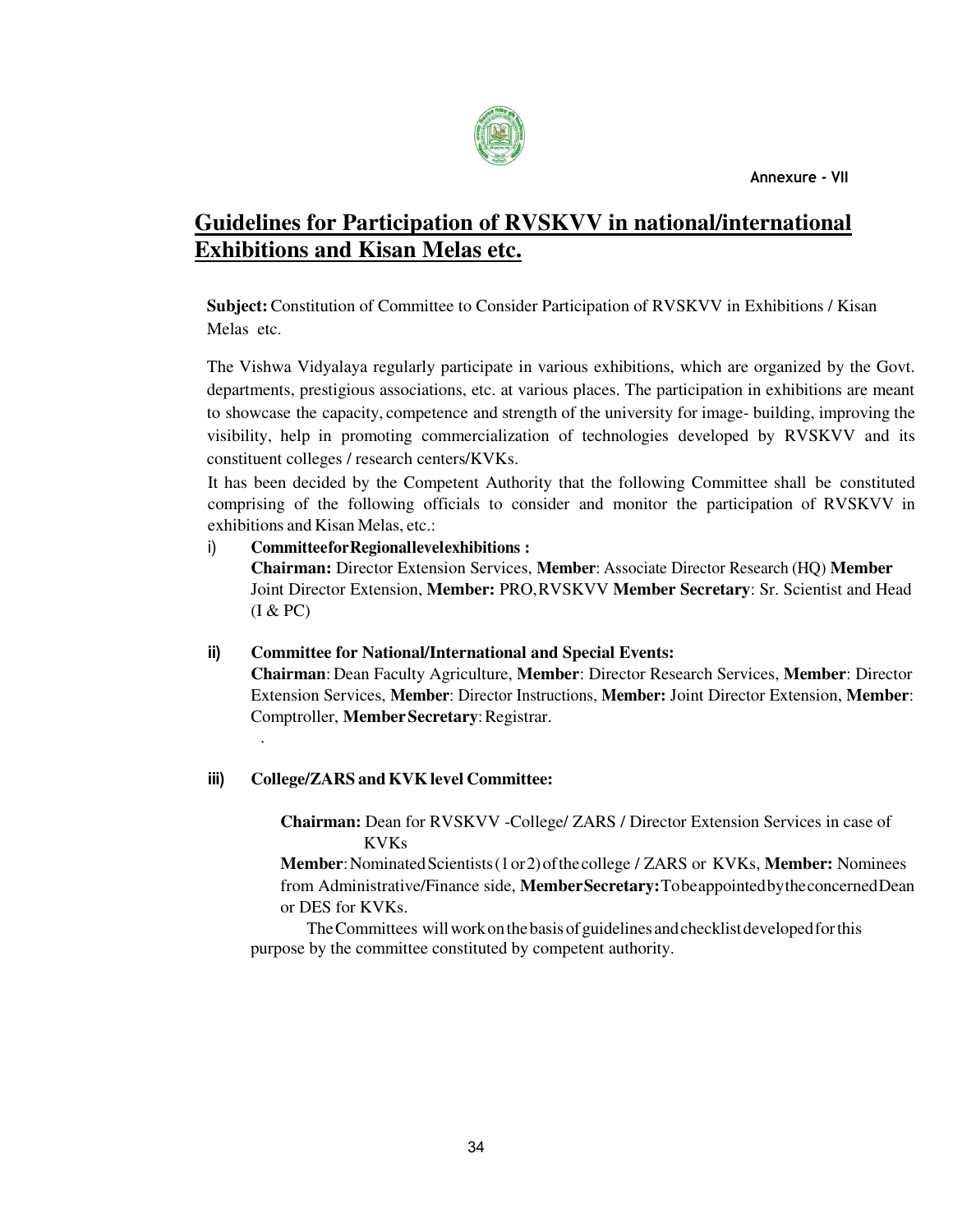Annexure - VII

# Guidelines for Participation of RVSKVV in national/international Exhibitions and Kisan Melas etc.

**Subject:** Constitution of Committee to Consider Participation of RVSKVV in Exhibitions / Kisan Melas etc.

The Vishwa Vidyalaya regularly participate in various exhibitions, which are organized by the Govt. departments, prestigious associations, etc. at various places. The participation in exhibitions are meant to showcase the capacity, competence and strength of the university for image- building, improving the visibility, help in promoting commercialization of technologies developed by RVSKVV and its constituent colleges / research centers/KVKs.

It has been decided by the Competent Authority that the following Committee shall be constituted comprising of the following officials to consider and monitor the participation of RVSKVV in exhibitions and Kisan Melas, etc.:

i) **Committee for Regional level exhibitions :**
**Chairman:** Director Extension Services, **Member**: Associate Director Research (HQ) **Member** Joint Director Extension, **Member:** PRO, RVSKVV **Member Secretary**: Sr. Scientist and Head (I & PC)

ii) **Committee for National/International and Special Events:**
**Chairman**: Dean Faculty Agriculture, **Member**: Director Research Services, **Member**: Director Extension Services, **Member**: Director Instructions, **Member:** Joint Director Extension, **Member**: Comptroller, **Member Secretary**: Registrar.

iii) **College/ZARS and KVK level Committee:**

**Chairman:** Dean for RVSKVV -College/ ZARS / Director Extension Services in case of KVKs
**Member**: Nominated Scientists (1 or 2) of the college / ZARS or KVKs, **Member:** Nominees from Administrative/Finance side, **Member Secretary:** To be appointed by the concerned Dean or DES for KVKs.

The Committees will work on the basis of guidelines and checklist developed for this purpose by the committee constituted by competent authority.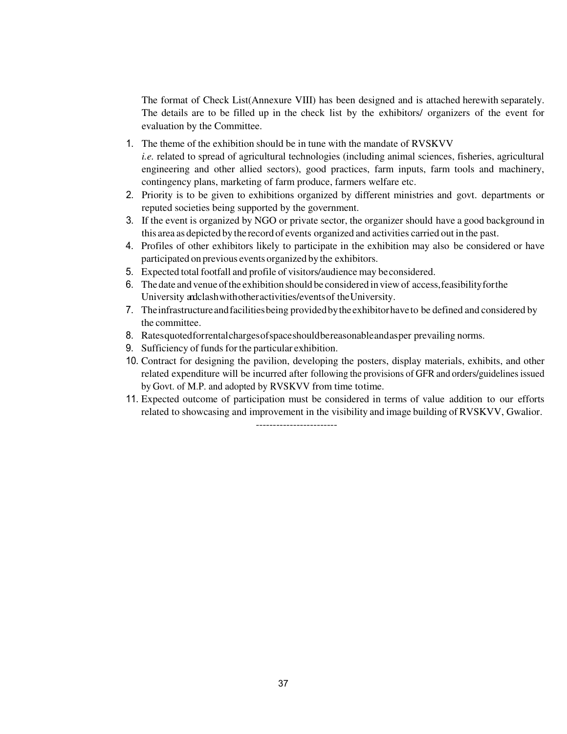The format of Check List(Annexure VIII) has been designed and is attached herewith separately. The details are to be filled up in the check list by the exhibitors/ organizers of the event for evaluation by the Committee.

1. The theme of the exhibition should be in tune with the mandate of RVSKVV *i.e.* related to spread of agricultural technologies (including animal sciences, fisheries, agricultural engineering and other allied sectors), good practices, farm inputs, farm tools and machinery, contingency plans, marketing of farm produce, farmers welfare etc.
2. Priority is to be given to exhibitions organized by different ministries and govt. departments or reputed societies being supported by the government.
3. If the event is organized by NGO or private sector, the organizer should have a good background in this area as depicted by the record of events organized and activities carried out in the past.
4. Profiles of other exhibitors likely to participate in the exhibition may also be considered or have participated on previous events organized by the exhibitors.
5. Expected total footfall and profile of visitors/audience may be considered.
6. The date and venue of the exhibition should be considered in view of access, feasibility for the University and clash with other activities/events of the University.
7. The infrastructure and facilities being provided by the exhibitor have to be defined and considered by the committee.
8. Rates quoted for rental charges of space should be reasonable and as per prevailing norms.
9. Sufficiency of funds for the particular exhibition.
10. Contract for designing the pavilion, developing the posters, display materials, exhibits, and other related expenditure will be incurred after following the provisions of GFR and orders/guidelines issued by Govt. of M.P. and adopted by RVSKVV from time to time.
11. Expected outcome of participation must be considered in terms of value addition to our efforts related to showcasing and improvement in the visibility and image building of RVSKVV, Gwalior.

------------------------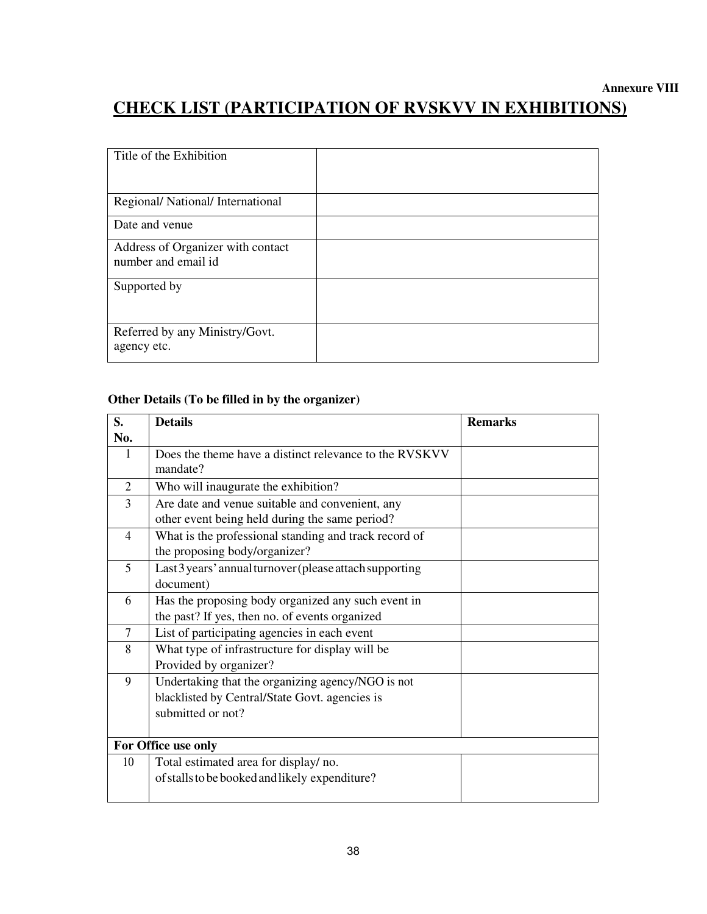Annexure VIII

# CHECK LIST (PARTICIPATION OF RVSKVV IN EXHIBITIONS)

| | |
|---|---|
| Title of the Exhibition | |
| Regional/ National/ International | |
| Date and venue | |
| Address of Organizer with contact number and email id | |
| Supported by | |
| Referred by any Ministry/Govt. agency etc. | |

**Other Details (To be filled in by the organizer)**

| S. No. | Details | Remarks |
|---|---|---|
| 1 | Does the theme have a distinct relevance to the RVSKVV mandate? | |
| 2 | Who will inaugurate the exhibition? | |
| 3 | Are date and venue suitable and convenient, any other event being held during the same period? | |
| 4 | What is the professional standing and track record of the proposing body/organizer? | |
| 5 | Last 3 years' annual turnover (please attach supporting document) | |
| 6 | Has the proposing body organized any such event in the past? If yes, then no. of events organized | |
| 7 | List of participating agencies in each event | |
| 8 | What type of infrastructure for display will be Provided by organizer? | |
| 9 | Undertaking that the organizing agency/NGO is not blacklisted by Central/State Govt. agencies is submitted or not? | |
| **For Office use only** | | |
| 10 | Total estimated area for display/ no. of stalls to be booked and likely expenditure? | |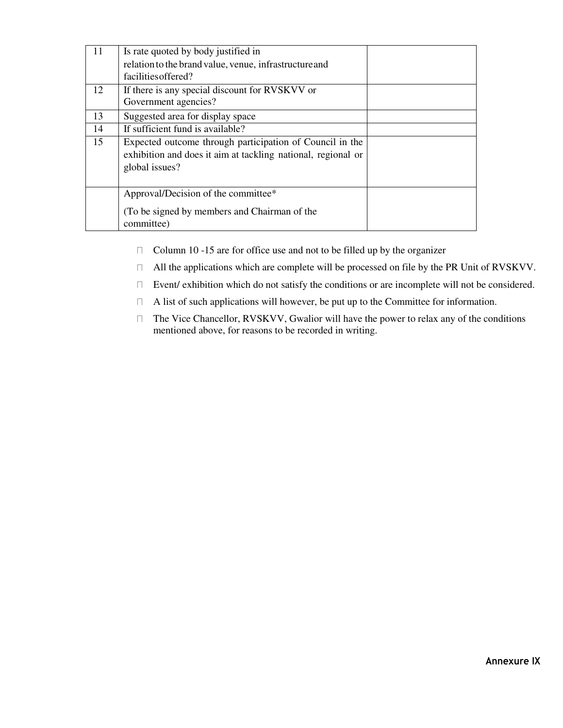| 11 | Is rate quoted by body justified in relation to the brand value, venue, infrastructure and facilities offered? | |
|---|---|---|
| 12 | If there is any special discount for RVSKVV or Government agencies? | |
| 13 | Suggested area for display space | |
| 14 | If sufficient fund is available? | |
| 15 | Expected outcome through participation of Council in the exhibition and does it aim at tackling national, regional or global issues? | |
| | Approval/Decision of the committee* (To be signed by members and Chairman of the committee) | |

- Column 10 -15 are for office use and not to be filled up by the organizer
- All the applications which are complete will be processed on file by the PR Unit of RVSKVV.
- Event/ exhibition which do not satisfy the conditions or are incomplete will not be considered.
- A list of such applications will however, be put up to the Committee for information.
- The Vice Chancellor, RVSKVV, Gwalior will have the power to relax any of the conditions mentioned above, for reasons to be recorded in writing.

**Annexure IX**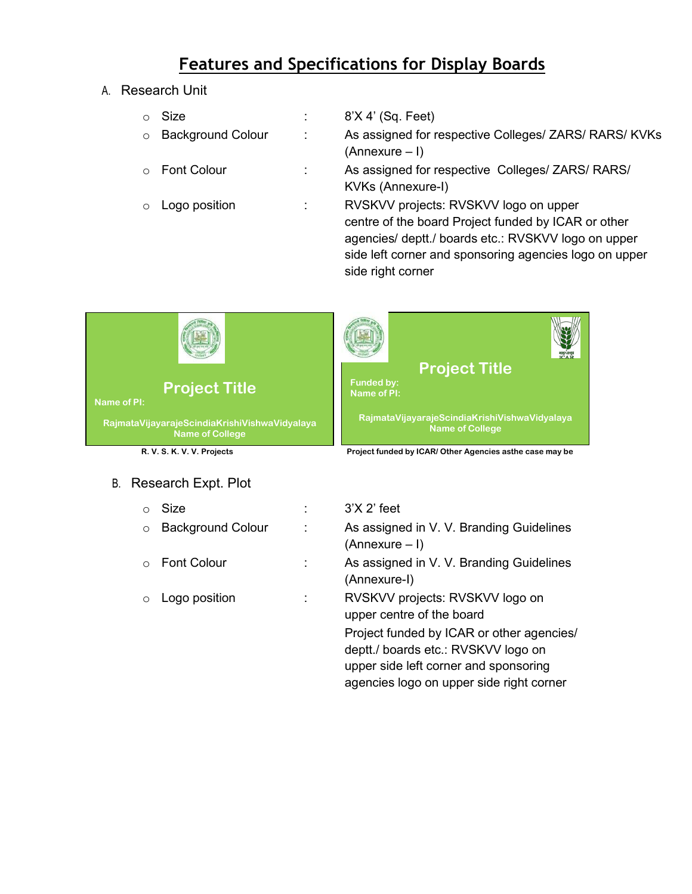# Features and Specifications for Display Boards

A. Research Unit

- Size : 8'X 4' (Sq. Feet)
- Background Colour : As assigned for respective Colleges/ ZARS/ RARS/ KVKs (Annexure – I)
- Font Colour : As assigned for respective Colleges/ ZARS/ RARS/ KVKs (Annexure-I)
- Logo position : RVSKVV projects: RVSKVV logo on upper centre of the board Project funded by ICAR or other agencies/ deptt./ boards etc.: RVSKVV logo on upper side left corner and sponsoring agencies logo on upper side right corner

Project Title
Name of PI:
RajmataVijayarajeScindiaKrishiVishwaVidyalaya
Name of College

R. V. S. K. V. V. Projects

Project Title
Funded by:
Name of PI:
RajmataVijayarajeScindiaKrishiVishwaVidyalaya
Name of College

Project funded by ICAR/ Other Agencies asthe case may be

B. Research Expt. Plot

- Size : 3'X 2' feet
- Background Colour : As assigned in V. V. Branding Guidelines (Annexure – I)
- Font Colour : As assigned in V. V. Branding Guidelines (Annexure-I)
- Logo position : RVSKVV projects: RVSKVV logo on upper centre of the board
  Project funded by ICAR or other agencies/ deptt./ boards etc.: RVSKVV logo on upper side left corner and sponsoring agencies logo on upper side right corner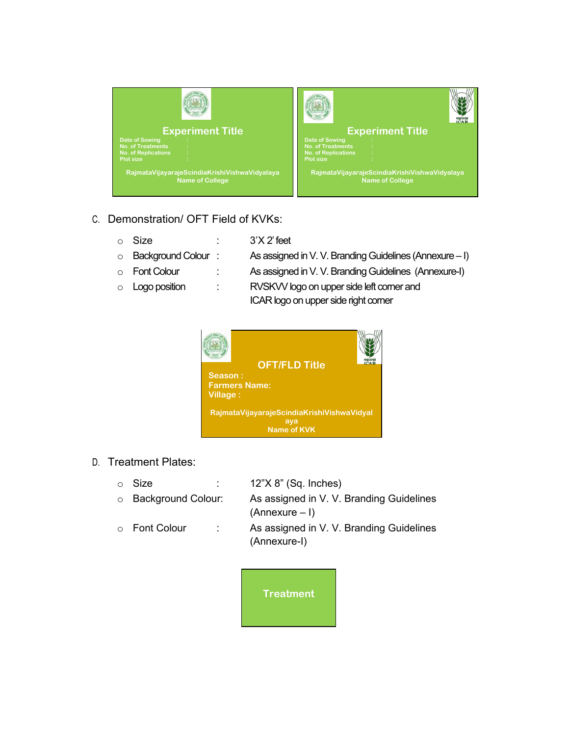Experiment Title

Date of Sowing :
No. of Treatments :
No. of Replications :
Plot size :

RajmataVijayarajeScindiaKrishiVishwaVidyalaya
Name of College

Experiment Title

Date of Sowing :
No. of Treatments :
No. of Replications :
Plot size :

RajmataVijayarajeScindiaKrishiVishwaVidyalaya
Name of College

C. Demonstration/ OFT Field of KVKs:

- Size : 3'X 2' feet
- Background Colour : As assigned in V. V. Branding Guidelines (Annexure – I)
- Font Colour : As assigned in V. V. Branding Guidelines (Annexure-I)
- Logo position : RVSKVV logo on upper side left corner and ICAR logo on upper side right corner

OFT/FLD Title

Season :
Farmers Name:
Village :

RajmataVijayarajeScindiaKrishiVishwaVidyalaya
Name of KVK

D. Treatment Plates:

- Size : 12"X 8" (Sq. Inches)
- Background Colour: As assigned in V. V. Branding Guidelines (Annexure – I)
- Font Colour : As assigned in V. V. Branding Guidelines (Annexure-I)

Treatment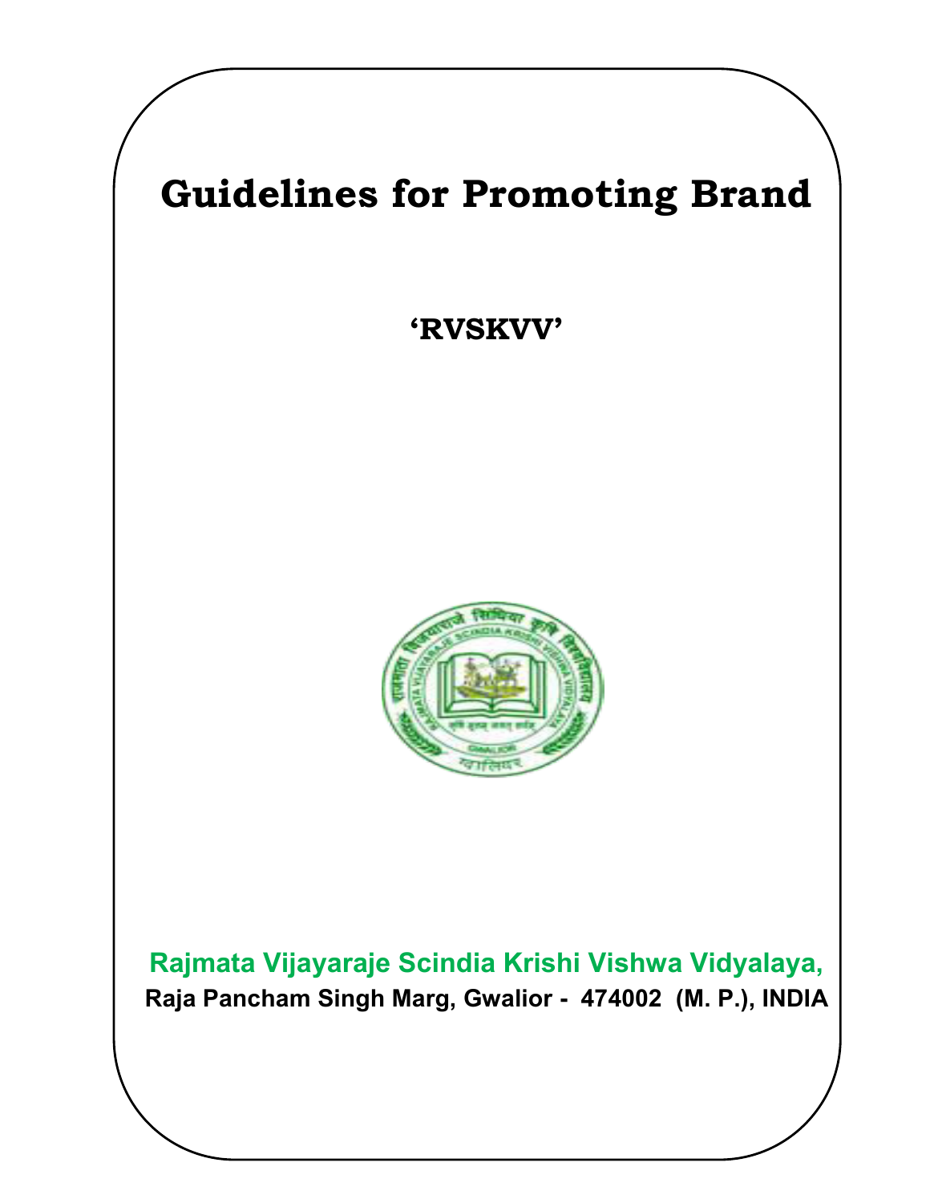# Guidelines for Promoting Brand

**'RVSKVV'**

**Rajmata Vijayaraje Scindia Krishi Vishwa Vidyalaya,**

**Raja Pancham Singh Marg, Gwalior - 474002 (M. P.), INDIA**